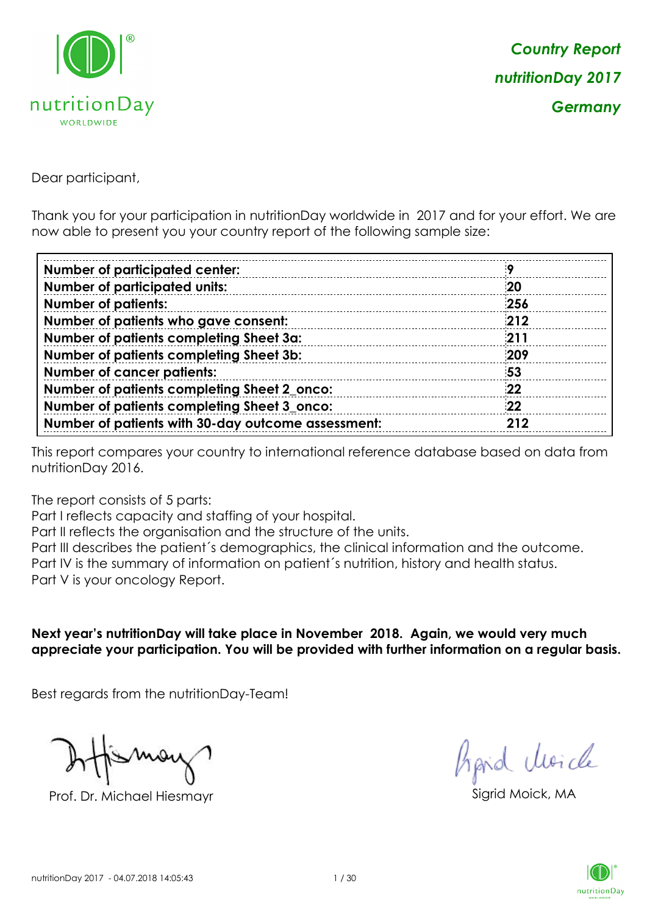*Country Report*

*nutritionDay 2017*

*Germany*

Dear participant,

Thank you for your participation in nutritionDay worldwide in 2017 and for your effort. We are now able to present you your country report of the following sample size:

| | |
|---|---|
| **Number of participated center:** | **9** |
| **Number of participated units:** | **20** |
| **Number of patients:** | **256** |
| **Number of patients who gave consent:** | **212** |
| **Number of patients completing Sheet 3a:** | **211** |
| **Number of patients completing Sheet 3b:** | **209** |
| **Number of cancer patients:** | **53** |
| **Number of patients completing Sheet 2_onco:** | **22** |
| **Number of patients completing Sheet 3_onco:** | **22** |
| **Number of patients with 30-day outcome assessment:** | **212** |

This report compares your country to international reference database based on data from nutritionDay 2016.

The report consists of 5 parts:
Part I reflects capacity and staffing of your hospital.
Part II reflects the organisation and the structure of the units.
Part III describes the patient´s demographics, the clinical information and the outcome.
Part IV is the summary of information on patient´s nutrition, history and health status.
Part V is your oncology Report.

**Next year's nutritionDay will take place in November 2018. Again, we would very much appreciate your participation. You will be provided with further information on a regular basis.**

Best regards from the nutritionDay-Team!

Prof. Dr. Michael Hiesmayr

Sigrid Moick, MA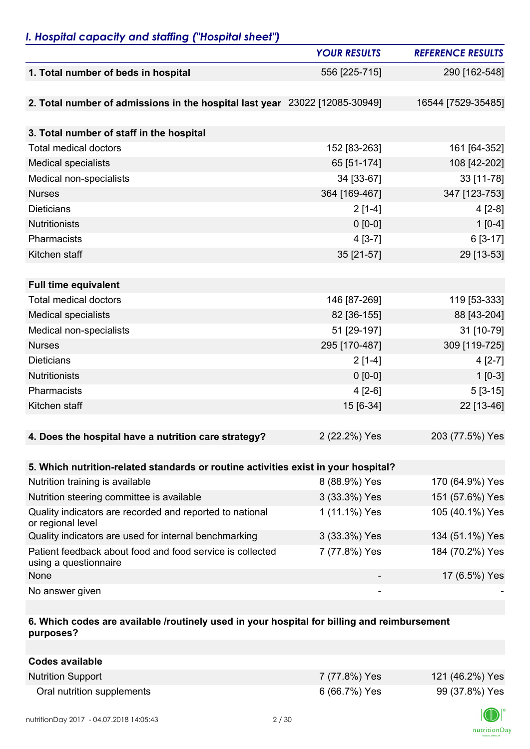## *I. Hospital capacity and staffing ("Hospital sheet")*

| | YOUR RESULTS | REFERENCE RESULTS |
|---|---|---|
| **1. Total number of beds in hospital** | 556 [225-715] | 290 [162-548] |
| **2. Total number of admissions in the hospital last year** | 23022 [12085-30949] | 16544 [7529-35485] |
| **3. Total number of staff in the hospital** | | |
| Total medical doctors | 152 [83-263] | 161 [64-352] |
| Medical specialists | 65 [51-174] | 108 [42-202] |
| Medical non-specialists | 34 [33-67] | 33 [11-78] |
| Nurses | 364 [169-467] | 347 [123-753] |
| Dieticians | 2 [1-4] | 4 [2-8] |
| Nutritionists | 0 [0-0] | 1 [0-4] |
| Pharmacists | 4 [3-7] | 6 [3-17] |
| Kitchen staff | 35 [21-57] | 29 [13-53] |
| **Full time equivalent** | | |
| Total medical doctors | 146 [87-269] | 119 [53-333] |
| Medical specialists | 82 [36-155] | 88 [43-204] |
| Medical non-specialists | 51 [29-197] | 31 [10-79] |
| Nurses | 295 [170-487] | 309 [119-725] |
| Dieticians | 2 [1-4] | 4 [2-7] |
| Nutritionists | 0 [0-0] | 1 [0-3] |
| Pharmacists | 4 [2-6] | 5 [3-15] |
| Kitchen staff | 15 [6-34] | 22 [13-46] |
| **4. Does the hospital have a nutrition care strategy?** | 2 (22.2%) Yes | 203 (77.5%) Yes |
| **5. Which nutrition-related standards or routine activities exist in your hospital?** | | |
| Nutrition training is available | 8 (88.9%) Yes | 170 (64.9%) Yes |
| Nutrition steering committee is available | 3 (33.3%) Yes | 151 (57.6%) Yes |
| Quality indicators are recorded and reported to national or regional level | 1 (11.1%) Yes | 105 (40.1%) Yes |
| Quality indicators are used for internal benchmarking | 3 (33.3%) Yes | 134 (51.1%) Yes |
| Patient feedback about food and food service is collected using a questionnaire | 7 (77.8%) Yes | 184 (70.2%) Yes |
| None | - | 17 (6.5%) Yes |
| No answer given | - | - |
| **6. Which codes are available /routinely used in your hospital for billing and reimbursement purposes?** | | |
| **Codes available** | | |
| Nutrition Support | 7 (77.8%) Yes | 121 (46.2%) Yes |
| Oral nutrition supplements | 6 (66.7%) Yes | 99 (37.8%) Yes |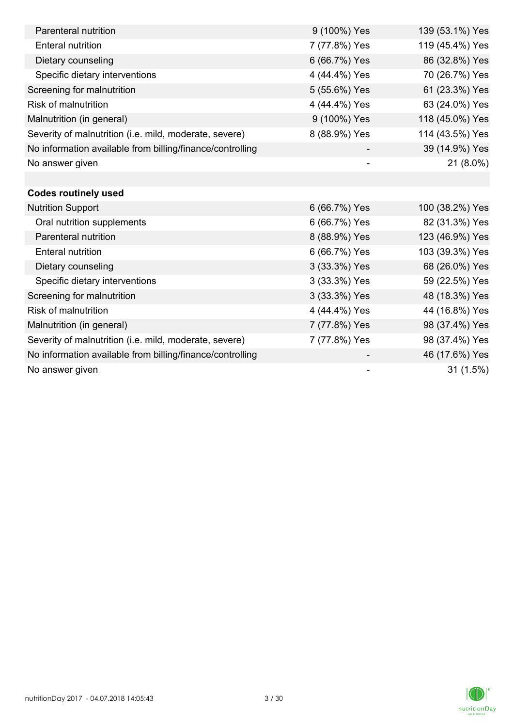| | | |
|---|---|---|
| Parenteral nutrition | 9 (100%) Yes | 139 (53.1%) Yes |
| Enteral nutrition | 7 (77.8%) Yes | 119 (45.4%) Yes |
| Dietary counseling | 6 (66.7%) Yes | 86 (32.8%) Yes |
| Specific dietary interventions | 4 (44.4%) Yes | 70 (26.7%) Yes |
| Screening for malnutrition | 5 (55.6%) Yes | 61 (23.3%) Yes |
| Risk of malnutrition | 4 (44.4%) Yes | 63 (24.0%) Yes |
| Malnutrition (in general) | 9 (100%) Yes | 118 (45.0%) Yes |
| Severity of malnutrition (i.e. mild, moderate, severe) | 8 (88.9%) Yes | 114 (43.5%) Yes |
| No information available from billing/finance/controlling | - | 39 (14.9%) Yes |
| No answer given | - | 21 (8.0%) |
| | | |
| **Codes routinely used** | | |
| Nutrition Support | 6 (66.7%) Yes | 100 (38.2%) Yes |
| Oral nutrition supplements | 6 (66.7%) Yes | 82 (31.3%) Yes |
| Parenteral nutrition | 8 (88.9%) Yes | 123 (46.9%) Yes |
| Enteral nutrition | 6 (66.7%) Yes | 103 (39.3%) Yes |
| Dietary counseling | 3 (33.3%) Yes | 68 (26.0%) Yes |
| Specific dietary interventions | 3 (33.3%) Yes | 59 (22.5%) Yes |
| Screening for malnutrition | 3 (33.3%) Yes | 48 (18.3%) Yes |
| Risk of malnutrition | 4 (44.4%) Yes | 44 (16.8%) Yes |
| Malnutrition (in general) | 7 (77.8%) Yes | 98 (37.4%) Yes |
| Severity of malnutrition (i.e. mild, moderate, severe) | 7 (77.8%) Yes | 98 (37.4%) Yes |
| No information available from billing/finance/controlling | - | 46 (17.6%) Yes |
| No answer given | - | 31 (1.5%) |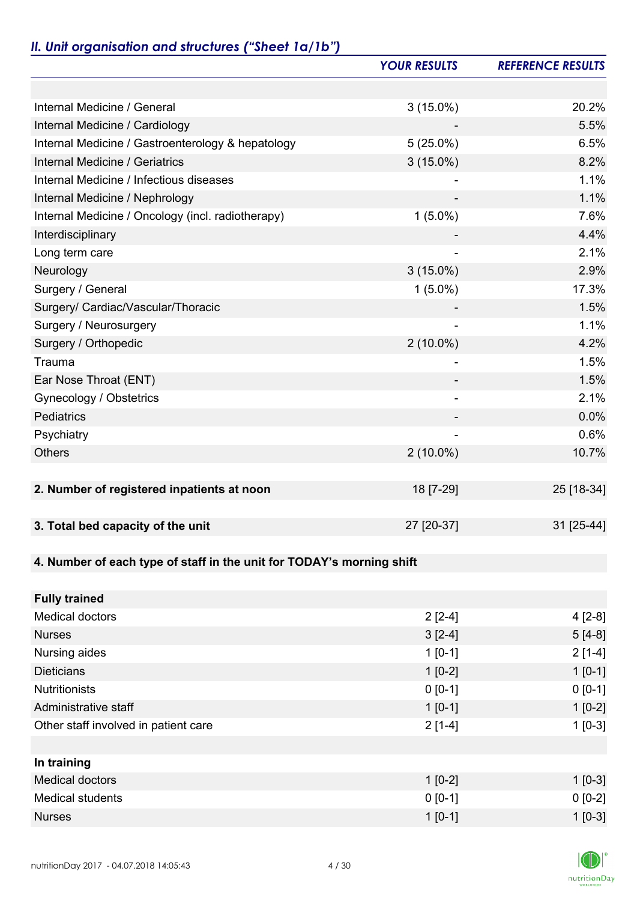## *II. Unit organisation and structures ("Sheet 1a/1b")*

| | YOUR RESULTS | REFERENCE RESULTS |
|---|---|---|
| | | |
| Internal Medicine / General | 3 (15.0%) | 20.2% |
| Internal Medicine / Cardiology | - | 5.5% |
| Internal Medicine / Gastroenterology & hepatology | 5 (25.0%) | 6.5% |
| Internal Medicine / Geriatrics | 3 (15.0%) | 8.2% |
| Internal Medicine / Infectious diseases | - | 1.1% |
| Internal Medicine / Nephrology | - | 1.1% |
| Internal Medicine / Oncology (incl. radiotherapy) | 1 (5.0%) | 7.6% |
| Interdisciplinary | - | 4.4% |
| Long term care | - | 2.1% |
| Neurology | 3 (15.0%) | 2.9% |
| Surgery / General | 1 (5.0%) | 17.3% |
| Surgery/ Cardiac/Vascular/Thoracic | - | 1.5% |
| Surgery / Neurosurgery | - | 1.1% |
| Surgery / Orthopedic | 2 (10.0%) | 4.2% |
| Trauma | - | 1.5% |
| Ear Nose Throat (ENT) | - | 1.5% |
| Gynecology / Obstetrics | - | 2.1% |
| Pediatrics | - | 0.0% |
| Psychiatry | - | 0.6% |
| Others | 2 (10.0%) | 10.7% |
| | | |
| **2. Number of registered inpatients at noon** | 18 [7-29] | 25 [18-34] |
| | | |
| **3. Total bed capacity of the unit** | 27 [20-37] | 31 [25-44] |
| | | |
| **4. Number of each type of staff in the unit for TODAY's morning shift** | | |
| | | |
| **Fully trained** | | |
| Medical doctors | 2 [2-4] | 4 [2-8] |
| Nurses | 3 [2-4] | 5 [4-8] |
| Nursing aides | 1 [0-1] | 2 [1-4] |
| Dieticians | 1 [0-2] | 1 [0-1] |
| Nutritionists | 0 [0-1] | 0 [0-1] |
| Administrative staff | 1 [0-1] | 1 [0-2] |
| Other staff involved in patient care | 2 [1-4] | 1 [0-3] |
| | | |
| **In training** | | |
| Medical doctors | 1 [0-2] | 1 [0-3] |
| Medical students | 0 [0-1] | 0 [0-2] |
| Nurses | 1 [0-1] | 1 [0-3] |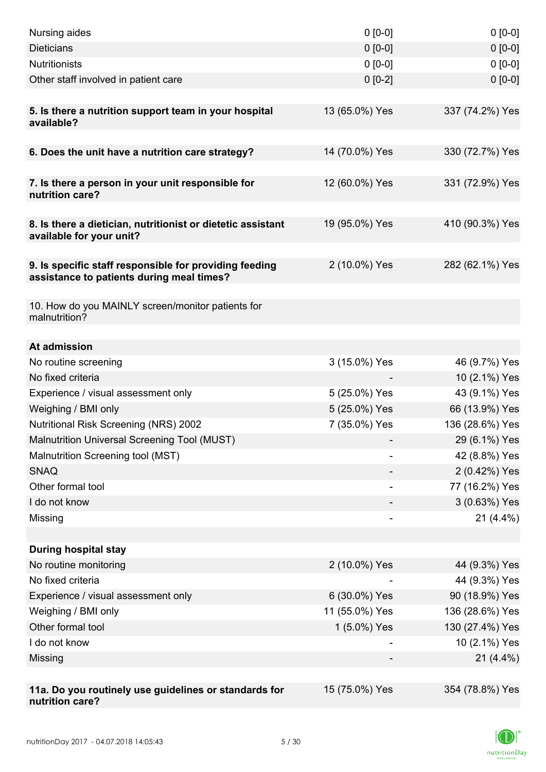| | | |
|---|---|---|
| Nursing aides | 0 [0-0] | 0 [0-0] |
| Dieticians | 0 [0-0] | 0 [0-0] |
| Nutritionists | 0 [0-0] | 0 [0-0] |
| Other staff involved in patient care | 0 [0-2] | 0 [0-0] |
| | | |
| **5. Is there a nutrition support team in your hospital available?** | 13 (65.0%) Yes | 337 (74.2%) Yes |
| | | |
| **6. Does the unit have a nutrition care strategy?** | 14 (70.0%) Yes | 330 (72.7%) Yes |
| | | |
| **7. Is there a person in your unit responsible for nutrition care?** | 12 (60.0%) Yes | 331 (72.9%) Yes |
| | | |
| **8. Is there a dietician, nutritionist or dietetic assistant available for your unit?** | 19 (95.0%) Yes | 410 (90.3%) Yes |
| | | |
| **9. Is specific staff responsible for providing feeding assistance to patients during meal times?** | 2 (10.0%) Yes | 282 (62.1%) Yes |
| | | |
| 10. How do you MAINLY screen/monitor patients for malnutrition? | | |
| | | |
| **At admission** | | |
| No routine screening | 3 (15.0%) Yes | 46 (9.7%) Yes |
| No fixed criteria | - | 10 (2.1%) Yes |
| Experience / visual assessment only | 5 (25.0%) Yes | 43 (9.1%) Yes |
| Weighing / BMI only | 5 (25.0%) Yes | 66 (13.9%) Yes |
| Nutritional Risk Screening (NRS) 2002 | 7 (35.0%) Yes | 136 (28.6%) Yes |
| Malnutrition Universal Screening Tool (MUST) | - | 29 (6.1%) Yes |
| Malnutrition Screening tool (MST) | - | 42 (8.8%) Yes |
| SNAQ | - | 2 (0.42%) Yes |
| Other formal tool | - | 77 (16.2%) Yes |
| I do not know | - | 3 (0.63%) Yes |
| Missing | - | 21 (4.4%) |
| | | |
| **During hospital stay** | | |
| No routine monitoring | 2 (10.0%) Yes | 44 (9.3%) Yes |
| No fixed criteria | - | 44 (9.3%) Yes |
| Experience / visual assessment only | 6 (30.0%) Yes | 90 (18.9%) Yes |
| Weighing / BMI only | 11 (55.0%) Yes | 136 (28.6%) Yes |
| Other formal tool | 1 (5.0%) Yes | 130 (27.4%) Yes |
| I do not know | - | 10 (2.1%) Yes |
| Missing | - | 21 (4.4%) |
| | | |
| **11a. Do you routinely use guidelines or standards for nutrition care?** | 15 (75.0%) Yes | 354 (78.8%) Yes |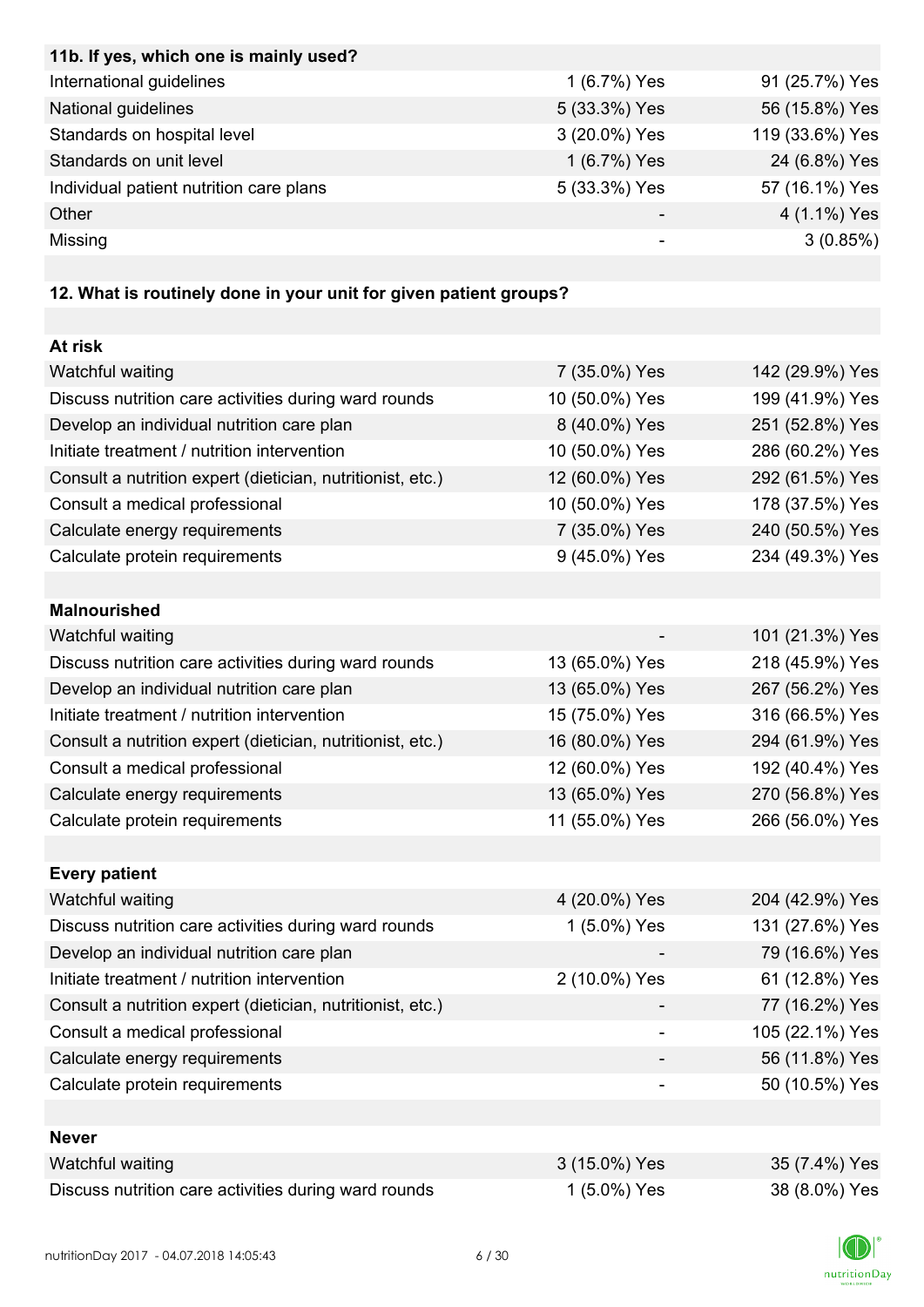| 11b. If yes, which one is mainly used? | | |
|---|---|---|
| International guidelines | 1 (6.7%) Yes | 91 (25.7%) Yes |
| National guidelines | 5 (33.3%) Yes | 56 (15.8%) Yes |
| Standards on hospital level | 3 (20.0%) Yes | 119 (33.6%) Yes |
| Standards on unit level | 1 (6.7%) Yes | 24 (6.8%) Yes |
| Individual patient nutrition care plans | 5 (33.3%) Yes | 57 (16.1%) Yes |
| Other | - | 4 (1.1%) Yes |
| Missing | - | 3 (0.85%) |

| 12. What is routinely done in your unit for given patient groups? | | |
|---|---|---|
| **At risk** | | |
| Watchful waiting | 7 (35.0%) Yes | 142 (29.9%) Yes |
| Discuss nutrition care activities during ward rounds | 10 (50.0%) Yes | 199 (41.9%) Yes |
| Develop an individual nutrition care plan | 8 (40.0%) Yes | 251 (52.8%) Yes |
| Initiate treatment / nutrition intervention | 10 (50.0%) Yes | 286 (60.2%) Yes |
| Consult a nutrition expert (dietician, nutritionist, etc.) | 12 (60.0%) Yes | 292 (61.5%) Yes |
| Consult a medical professional | 10 (50.0%) Yes | 178 (37.5%) Yes |
| Calculate energy requirements | 7 (35.0%) Yes | 240 (50.5%) Yes |
| Calculate protein requirements | 9 (45.0%) Yes | 234 (49.3%) Yes |
| **Malnourished** | | |
| Watchful waiting | - | 101 (21.3%) Yes |
| Discuss nutrition care activities during ward rounds | 13 (65.0%) Yes | 218 (45.9%) Yes |
| Develop an individual nutrition care plan | 13 (65.0%) Yes | 267 (56.2%) Yes |
| Initiate treatment / nutrition intervention | 15 (75.0%) Yes | 316 (66.5%) Yes |
| Consult a nutrition expert (dietician, nutritionist, etc.) | 16 (80.0%) Yes | 294 (61.9%) Yes |
| Consult a medical professional | 12 (60.0%) Yes | 192 (40.4%) Yes |
| Calculate energy requirements | 13 (65.0%) Yes | 270 (56.8%) Yes |
| Calculate protein requirements | 11 (55.0%) Yes | 266 (56.0%) Yes |
| **Every patient** | | |
| Watchful waiting | 4 (20.0%) Yes | 204 (42.9%) Yes |
| Discuss nutrition care activities during ward rounds | 1 (5.0%) Yes | 131 (27.6%) Yes |
| Develop an individual nutrition care plan | - | 79 (16.6%) Yes |
| Initiate treatment / nutrition intervention | 2 (10.0%) Yes | 61 (12.8%) Yes |
| Consult a nutrition expert (dietician, nutritionist, etc.) | - | 77 (16.2%) Yes |
| Consult a medical professional | - | 105 (22.1%) Yes |
| Calculate energy requirements | - | 56 (11.8%) Yes |
| Calculate protein requirements | - | 50 (10.5%) Yes |
| **Never** | | |
| Watchful waiting | 3 (15.0%) Yes | 35 (7.4%) Yes |
| Discuss nutrition care activities during ward rounds | 1 (5.0%) Yes | 38 (8.0%) Yes |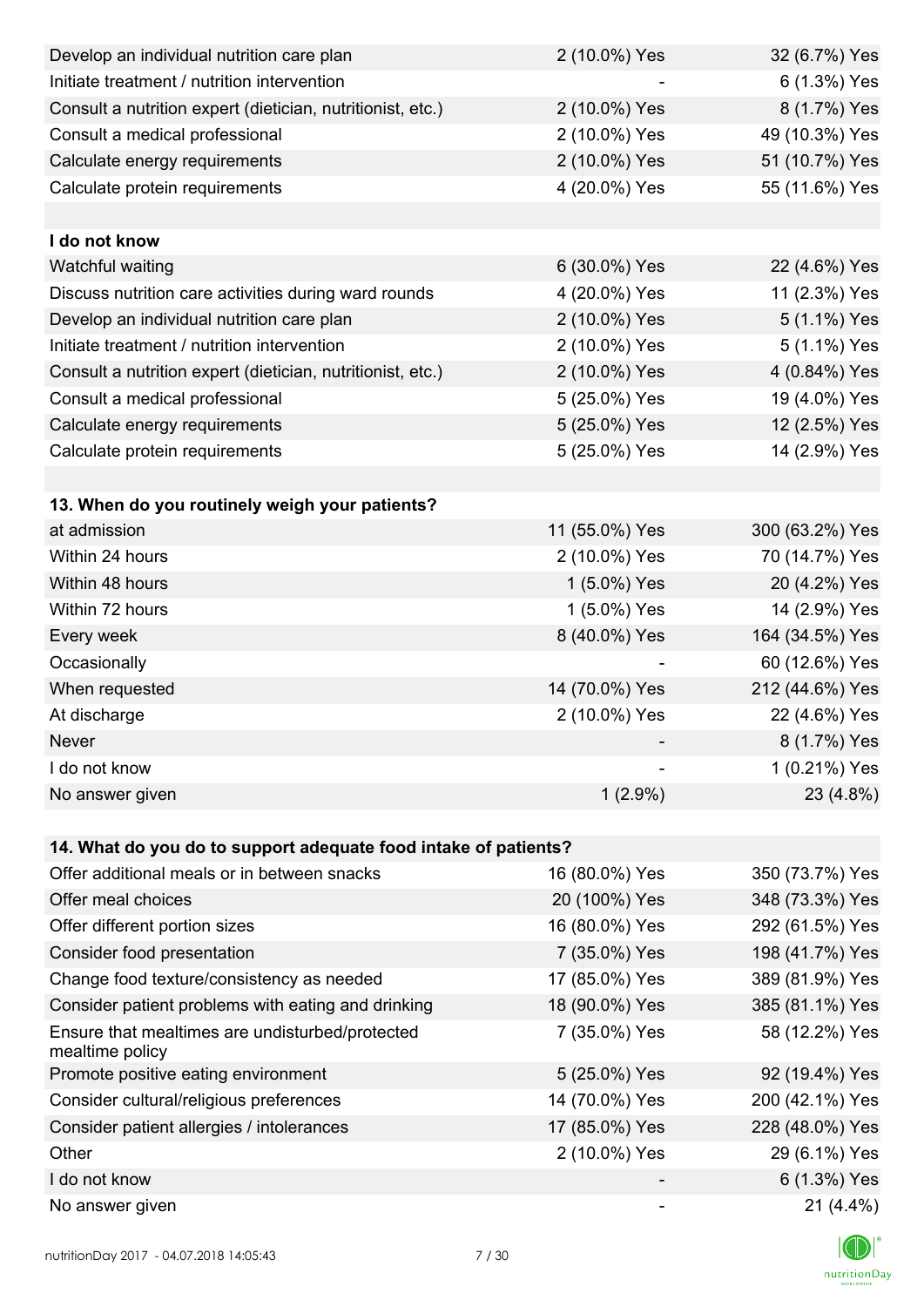| | | |
|---|---|---|
| Develop an individual nutrition care plan | 2 (10.0%) Yes | 32 (6.7%) Yes |
| Initiate treatment / nutrition intervention | - | 6 (1.3%) Yes |
| Consult a nutrition expert (dietician, nutritionist, etc.) | 2 (10.0%) Yes | 8 (1.7%) Yes |
| Consult a medical professional | 2 (10.0%) Yes | 49 (10.3%) Yes |
| Calculate energy requirements | 2 (10.0%) Yes | 51 (10.7%) Yes |
| Calculate protein requirements | 4 (20.0%) Yes | 55 (11.6%) Yes |
| | | |
| **I do not know** | | |
| Watchful waiting | 6 (30.0%) Yes | 22 (4.6%) Yes |
| Discuss nutrition care activities during ward rounds | 4 (20.0%) Yes | 11 (2.3%) Yes |
| Develop an individual nutrition care plan | 2 (10.0%) Yes | 5 (1.1%) Yes |
| Initiate treatment / nutrition intervention | 2 (10.0%) Yes | 5 (1.1%) Yes |
| Consult a nutrition expert (dietician, nutritionist, etc.) | 2 (10.0%) Yes | 4 (0.84%) Yes |
| Consult a medical professional | 5 (25.0%) Yes | 19 (4.0%) Yes |
| Calculate energy requirements | 5 (25.0%) Yes | 12 (2.5%) Yes |
| Calculate protein requirements | 5 (25.0%) Yes | 14 (2.9%) Yes |

| **13. When do you routinely weigh your patients?** | | |
|---|---|---|
| at admission | 11 (55.0%) Yes | 300 (63.2%) Yes |
| Within 24 hours | 2 (10.0%) Yes | 70 (14.7%) Yes |
| Within 48 hours | 1 (5.0%) Yes | 20 (4.2%) Yes |
| Within 72 hours | 1 (5.0%) Yes | 14 (2.9%) Yes |
| Every week | 8 (40.0%) Yes | 164 (34.5%) Yes |
| Occasionally | - | 60 (12.6%) Yes |
| When requested | 14 (70.0%) Yes | 212 (44.6%) Yes |
| At discharge | 2 (10.0%) Yes | 22 (4.6%) Yes |
| Never | - | 8 (1.7%) Yes |
| I do not know | - | 1 (0.21%) Yes |
| No answer given | 1 (2.9%) | 23 (4.8%) |

| **14. What do you do to support adequate food intake of patients?** | | |
|---|---|---|
| Offer additional meals or in between snacks | 16 (80.0%) Yes | 350 (73.7%) Yes |
| Offer meal choices | 20 (100%) Yes | 348 (73.3%) Yes |
| Offer different portion sizes | 16 (80.0%) Yes | 292 (61.5%) Yes |
| Consider food presentation | 7 (35.0%) Yes | 198 (41.7%) Yes |
| Change food texture/consistency as needed | 17 (85.0%) Yes | 389 (81.9%) Yes |
| Consider patient problems with eating and drinking | 18 (90.0%) Yes | 385 (81.1%) Yes |
| Ensure that mealtimes are undisturbed/protected mealtime policy | 7 (35.0%) Yes | 58 (12.2%) Yes |
| Promote positive eating environment | 5 (25.0%) Yes | 92 (19.4%) Yes |
| Consider cultural/religious preferences | 14 (70.0%) Yes | 200 (42.1%) Yes |
| Consider patient allergies / intolerances | 17 (85.0%) Yes | 228 (48.0%) Yes |
| Other | 2 (10.0%) Yes | 29 (6.1%) Yes |
| I do not know | - | 6 (1.3%) Yes |
| No answer given | - | 21 (4.4%) |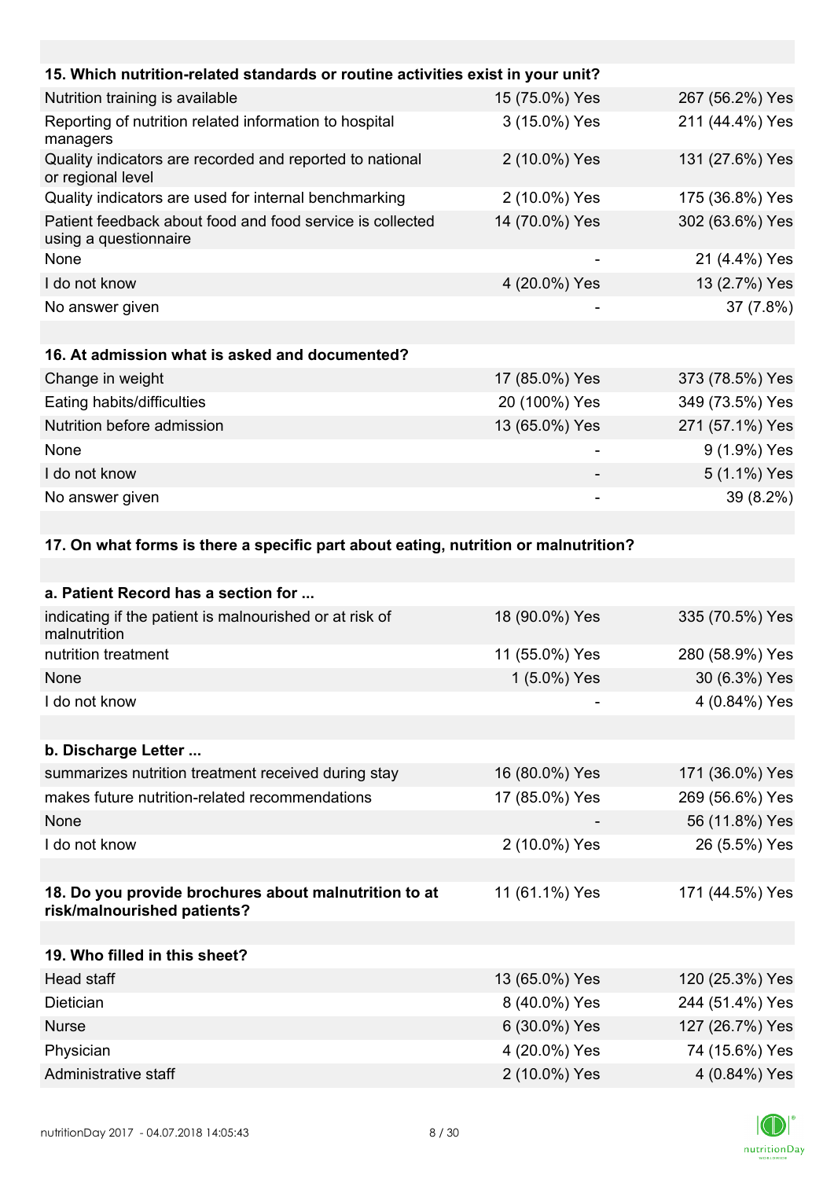| 15. Which nutrition-related standards or routine activities exist in your unit? | | |
|---|---|---|
| Nutrition training is available | 15 (75.0%) Yes | 267 (56.2%) Yes |
| Reporting of nutrition related information to hospital managers | 3 (15.0%) Yes | 211 (44.4%) Yes |
| Quality indicators are recorded and reported to national or regional level | 2 (10.0%) Yes | 131 (27.6%) Yes |
| Quality indicators are used for internal benchmarking | 2 (10.0%) Yes | 175 (36.8%) Yes |
| Patient feedback about food and food service is collected using a questionnaire | 14 (70.0%) Yes | 302 (63.6%) Yes |
| None | - | 21 (4.4%) Yes |
| I do not know | 4 (20.0%) Yes | 13 (2.7%) Yes |
| No answer given | - | 37 (7.8%) |

| 16. At admission what is asked and documented? | | |
|---|---|---|
| Change in weight | 17 (85.0%) Yes | 373 (78.5%) Yes |
| Eating habits/difficulties | 20 (100%) Yes | 349 (73.5%) Yes |
| Nutrition before admission | 13 (65.0%) Yes | 271 (57.1%) Yes |
| None | - | 9 (1.9%) Yes |
| I do not know | - | 5 (1.1%) Yes |
| No answer given | - | 39 (8.2%) |

**17. On what forms is there a specific part about eating, nutrition or malnutrition?**

| a. Patient Record has a section for ... | | |
|---|---|---|
| indicating if the patient is malnourished or at risk of malnutrition | 18 (90.0%) Yes | 335 (70.5%) Yes |
| nutrition treatment | 11 (55.0%) Yes | 280 (58.9%) Yes |
| None | 1 (5.0%) Yes | 30 (6.3%) Yes |
| I do not know | - | 4 (0.84%) Yes |

| b. Discharge Letter ... | | |
|---|---|---|
| summarizes nutrition treatment received during stay | 16 (80.0%) Yes | 171 (36.0%) Yes |
| makes future nutrition-related recommendations | 17 (85.0%) Yes | 269 (56.6%) Yes |
| None | - | 56 (11.8%) Yes |
| I do not know | 2 (10.0%) Yes | 26 (5.5%) Yes |

| 18. Do you provide brochures about malnutrition to at risk/malnourished patients? | 11 (61.1%) Yes | 171 (44.5%) Yes |
|---|---|---|

| 19. Who filled in this sheet? | | |
|---|---|---|
| Head staff | 13 (65.0%) Yes | 120 (25.3%) Yes |
| Dietician | 8 (40.0%) Yes | 244 (51.4%) Yes |
| Nurse | 6 (30.0%) Yes | 127 (26.7%) Yes |
| Physician | 4 (20.0%) Yes | 74 (15.6%) Yes |
| Administrative staff | 2 (10.0%) Yes | 4 (0.84%) Yes |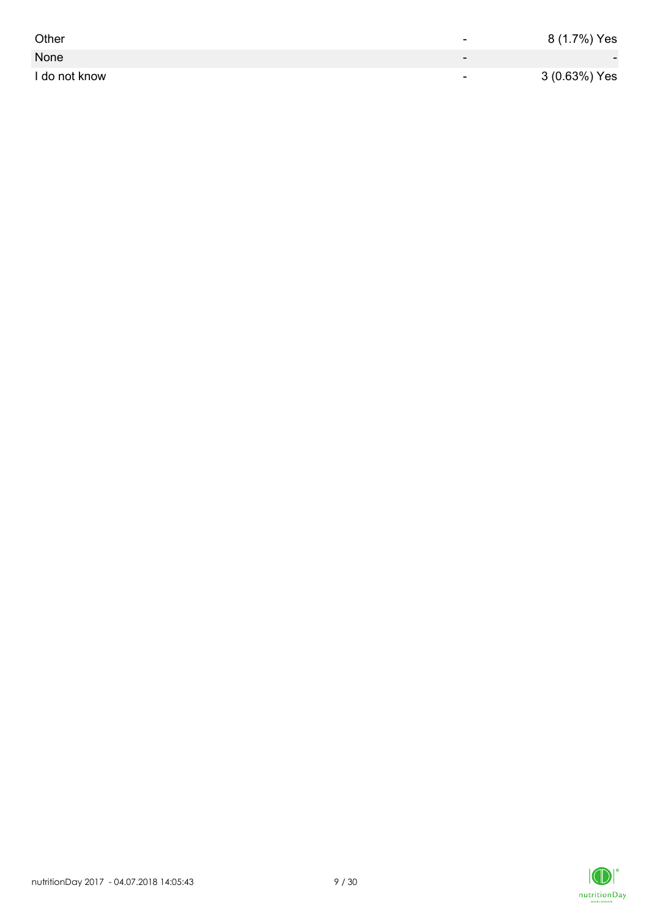| | | |
|---|---|---|
| Other | - | 8 (1.7%) Yes |
| None | - | - |
| I do not know | - | 3 (0.63%) Yes |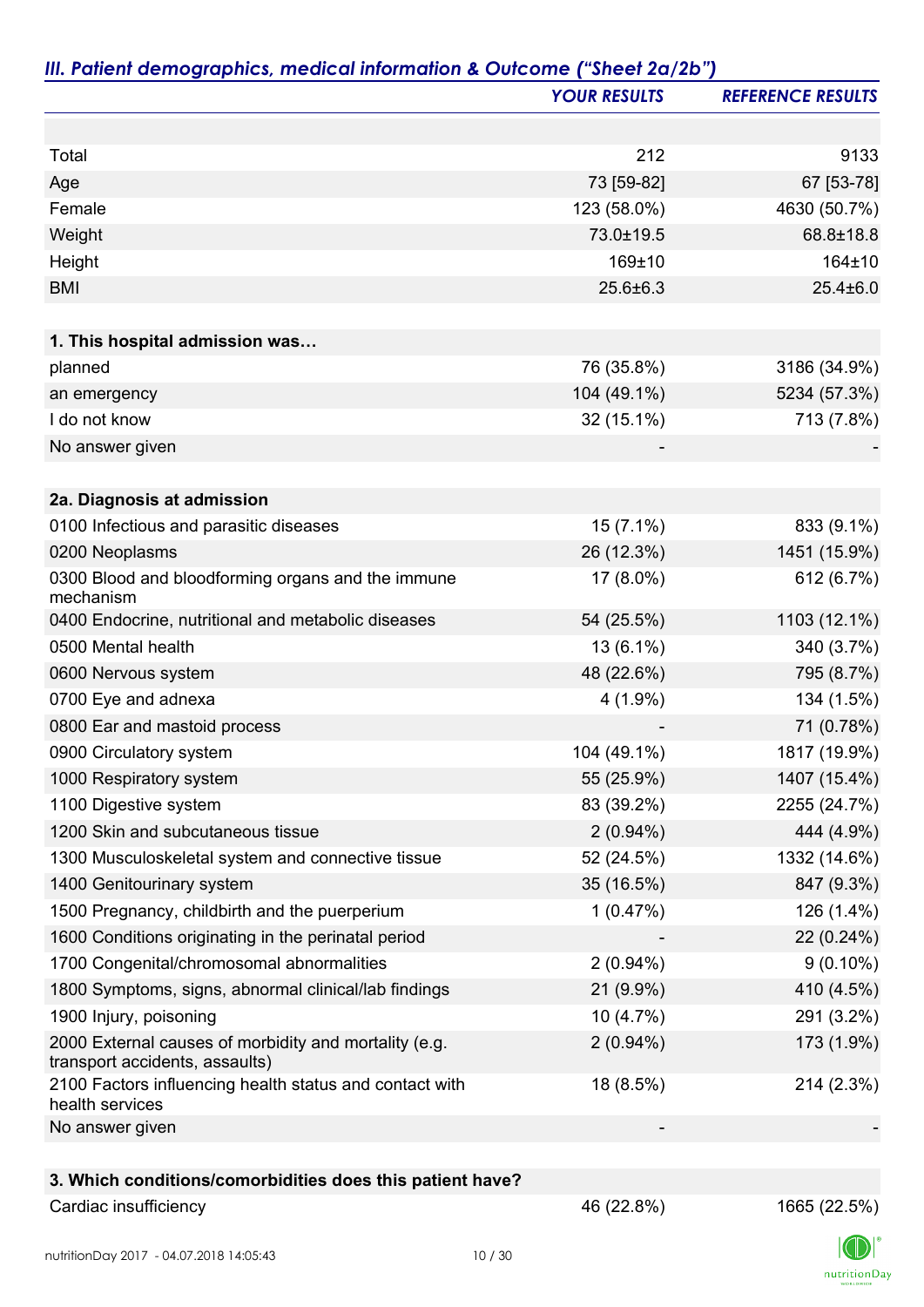## *III. Patient demographics, medical information & Outcome ("Sheet 2a/2b")*

| | *YOUR RESULTS* | *REFERENCE RESULTS* |
|---|---|---|
| | | |
| Total | 212 | 9133 |
| Age | 73 [59-82] | 67 [53-78] |
| Female | 123 (58.0%) | 4630 (50.7%) |
| Weight | 73.0±19.5 | 68.8±18.8 |
| Height | 169±10 | 164±10 |
| BMI | 25.6±6.3 | 25.4±6.0 |
| | | |
| **1. This hospital admission was…** | | |
| planned | 76 (35.8%) | 3186 (34.9%) |
| an emergency | 104 (49.1%) | 5234 (57.3%) |
| I do not know | 32 (15.1%) | 713 (7.8%) |
| No answer given | - | - |
| | | |
| **2a. Diagnosis at admission** | | |
| 0100 Infectious and parasitic diseases | 15 (7.1%) | 833 (9.1%) |
| 0200 Neoplasms | 26 (12.3%) | 1451 (15.9%) |
| 0300 Blood and bloodforming organs and the immune mechanism | 17 (8.0%) | 612 (6.7%) |
| 0400 Endocrine, nutritional and metabolic diseases | 54 (25.5%) | 1103 (12.1%) |
| 0500 Mental health | 13 (6.1%) | 340 (3.7%) |
| 0600 Nervous system | 48 (22.6%) | 795 (8.7%) |
| 0700 Eye and adnexa | 4 (1.9%) | 134 (1.5%) |
| 0800 Ear and mastoid process | - | 71 (0.78%) |
| 0900 Circulatory system | 104 (49.1%) | 1817 (19.9%) |
| 1000 Respiratory system | 55 (25.9%) | 1407 (15.4%) |
| 1100 Digestive system | 83 (39.2%) | 2255 (24.7%) |
| 1200 Skin and subcutaneous tissue | 2 (0.94%) | 444 (4.9%) |
| 1300 Musculoskeletal system and connective tissue | 52 (24.5%) | 1332 (14.6%) |
| 1400 Genitourinary system | 35 (16.5%) | 847 (9.3%) |
| 1500 Pregnancy, childbirth and the puerperium | 1 (0.47%) | 126 (1.4%) |
| 1600 Conditions originating in the perinatal period | - | 22 (0.24%) |
| 1700 Congenital/chromosomal abnormalities | 2 (0.94%) | 9 (0.10%) |
| 1800 Symptoms, signs, abnormal clinical/lab findings | 21 (9.9%) | 410 (4.5%) |
| 1900 Injury, poisoning | 10 (4.7%) | 291 (3.2%) |
| 2000 External causes of morbidity and mortality (e.g. transport accidents, assaults) | 2 (0.94%) | 173 (1.9%) |
| 2100 Factors influencing health status and contact with health services | 18 (8.5%) | 214 (2.3%) |
| No answer given | - | - |
| | | |
| **3. Which conditions/comorbidities does this patient have?** | | |
| Cardiac insufficiency | 46 (22.8%) | 1665 (22.5%) |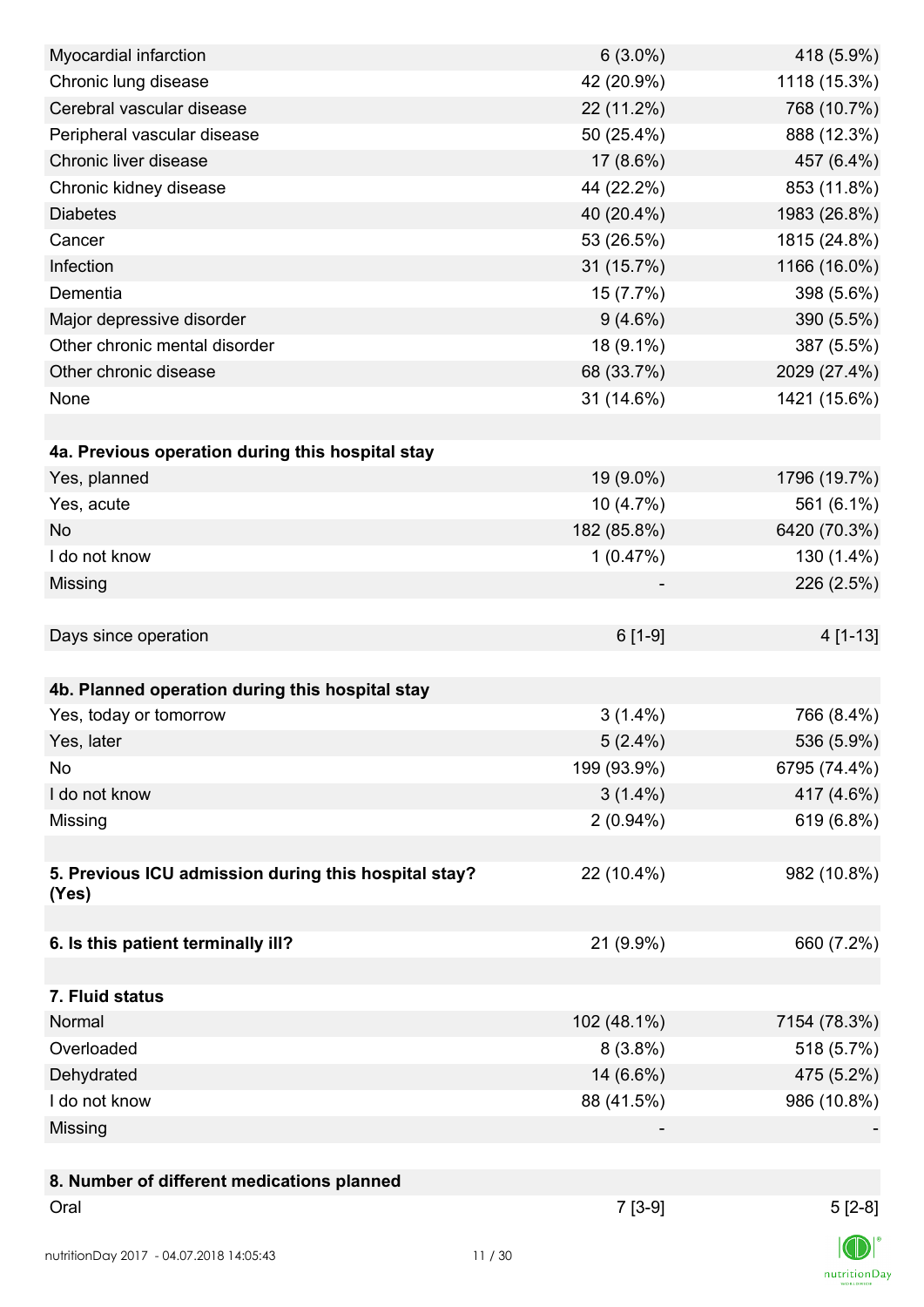| | | |
|---|---|---|
| Myocardial infarction | 6 (3.0%) | 418 (5.9%) |
| Chronic lung disease | 42 (20.9%) | 1118 (15.3%) |
| Cerebral vascular disease | 22 (11.2%) | 768 (10.7%) |
| Peripheral vascular disease | 50 (25.4%) | 888 (12.3%) |
| Chronic liver disease | 17 (8.6%) | 457 (6.4%) |
| Chronic kidney disease | 44 (22.2%) | 853 (11.8%) |
| Diabetes | 40 (20.4%) | 1983 (26.8%) |
| Cancer | 53 (26.5%) | 1815 (24.8%) |
| Infection | 31 (15.7%) | 1166 (16.0%) |
| Dementia | 15 (7.7%) | 398 (5.6%) |
| Major depressive disorder | 9 (4.6%) | 390 (5.5%) |
| Other chronic mental disorder | 18 (9.1%) | 387 (5.5%) |
| Other chronic disease | 68 (33.7%) | 2029 (27.4%) |
| None | 31 (14.6%) | 1421 (15.6%) |
| | | |
| **4a. Previous operation during this hospital stay** | | |
| Yes, planned | 19 (9.0%) | 1796 (19.7%) |
| Yes, acute | 10 (4.7%) | 561 (6.1%) |
| No | 182 (85.8%) | 6420 (70.3%) |
| I do not know | 1 (0.47%) | 130 (1.4%) |
| Missing | - | 226 (2.5%) |
| | | |
| Days since operation | 6 [1-9] | 4 [1-13] |
| | | |
| **4b. Planned operation during this hospital stay** | | |
| Yes, today or tomorrow | 3 (1.4%) | 766 (8.4%) |
| Yes, later | 5 (2.4%) | 536 (5.9%) |
| No | 199 (93.9%) | 6795 (74.4%) |
| I do not know | 3 (1.4%) | 417 (4.6%) |
| Missing | 2 (0.94%) | 619 (6.8%) |
| | | |
| **5. Previous ICU admission during this hospital stay? (Yes)** | 22 (10.4%) | 982 (10.8%) |
| | | |
| **6. Is this patient terminally ill?** | 21 (9.9%) | 660 (7.2%) |
| | | |
| **7. Fluid status** | | |
| Normal | 102 (48.1%) | 7154 (78.3%) |
| Overloaded | 8 (3.8%) | 518 (5.7%) |
| Dehydrated | 14 (6.6%) | 475 (5.2%) |
| I do not know | 88 (41.5%) | 986 (10.8%) |
| Missing | - | - |
| | | |
| **8. Number of different medications planned** | | |
| Oral | 7 [3-9] | 5 [2-8] |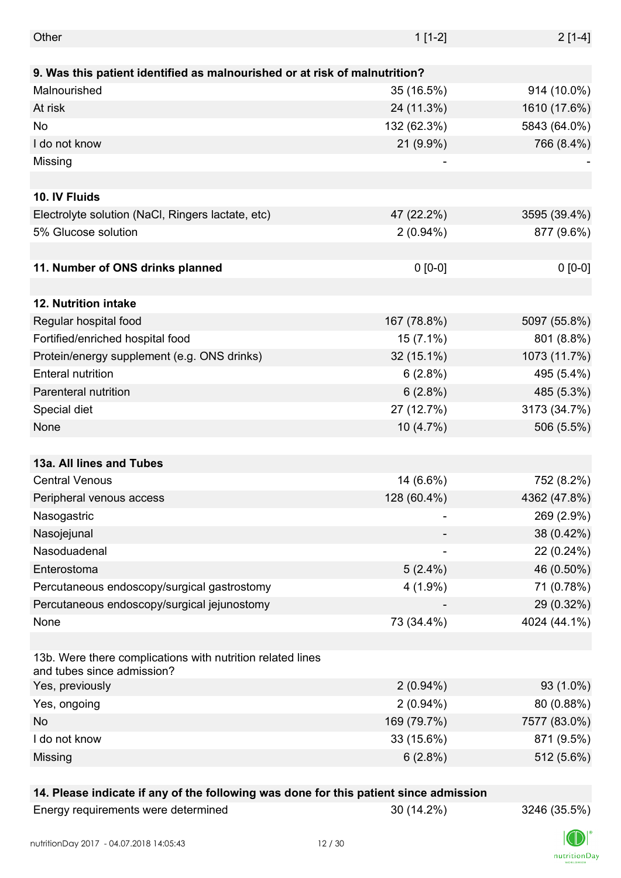| | | |
|---|---|---|
| Other | 1 [1-2] | 2 [1-4] |
| | | |
| **9. Was this patient identified as malnourished or at risk of malnutrition?** | | |
| Malnourished | 35 (16.5%) | 914 (10.0%) |
| At risk | 24 (11.3%) | 1610 (17.6%) |
| No | 132 (62.3%) | 5843 (64.0%) |
| I do not know | 21 (9.9%) | 766 (8.4%) |
| Missing | - | - |
| | | |
| **10. IV Fluids** | | |
| Electrolyte solution (NaCl, Ringers lactate, etc) | 47 (22.2%) | 3595 (39.4%) |
| 5% Glucose solution | 2 (0.94%) | 877 (9.6%) |
| | | |
| **11. Number of ONS drinks planned** | 0 [0-0] | 0 [0-0] |
| | | |
| **12. Nutrition intake** | | |
| Regular hospital food | 167 (78.8%) | 5097 (55.8%) |
| Fortified/enriched hospital food | 15 (7.1%) | 801 (8.8%) |
| Protein/energy supplement (e.g. ONS drinks) | 32 (15.1%) | 1073 (11.7%) |
| Enteral nutrition | 6 (2.8%) | 495 (5.4%) |
| Parenteral nutrition | 6 (2.8%) | 485 (5.3%) |
| Special diet | 27 (12.7%) | 3173 (34.7%) |
| None | 10 (4.7%) | 506 (5.5%) |
| | | |
| **13a. All lines and Tubes** | | |
| Central Venous | 14 (6.6%) | 752 (8.2%) |
| Peripheral venous access | 128 (60.4%) | 4362 (47.8%) |
| Nasogastric | - | 269 (2.9%) |
| Nasojejunal | - | 38 (0.42%) |
| Nasoduadenal | - | 22 (0.24%) |
| Enterostoma | 5 (2.4%) | 46 (0.50%) |
| Percutaneous endoscopy/surgical gastrostomy | 4 (1.9%) | 71 (0.78%) |
| Percutaneous endoscopy/surgical jejunostomy | - | 29 (0.32%) |
| None | 73 (34.4%) | 4024 (44.1%) |
| | | |
| 13b. Were there complications with nutrition related lines and tubes since admission? | | |
| Yes, previously | 2 (0.94%) | 93 (1.0%) |
| Yes, ongoing | 2 (0.94%) | 80 (0.88%) |
| No | 169 (79.7%) | 7577 (83.0%) |
| I do not know | 33 (15.6%) | 871 (9.5%) |
| Missing | 6 (2.8%) | 512 (5.6%) |
| | | |
| **14. Please indicate if any of the following was done for this patient since admission** | | |
| Energy requirements were determined | 30 (14.2%) | 3246 (35.5%) |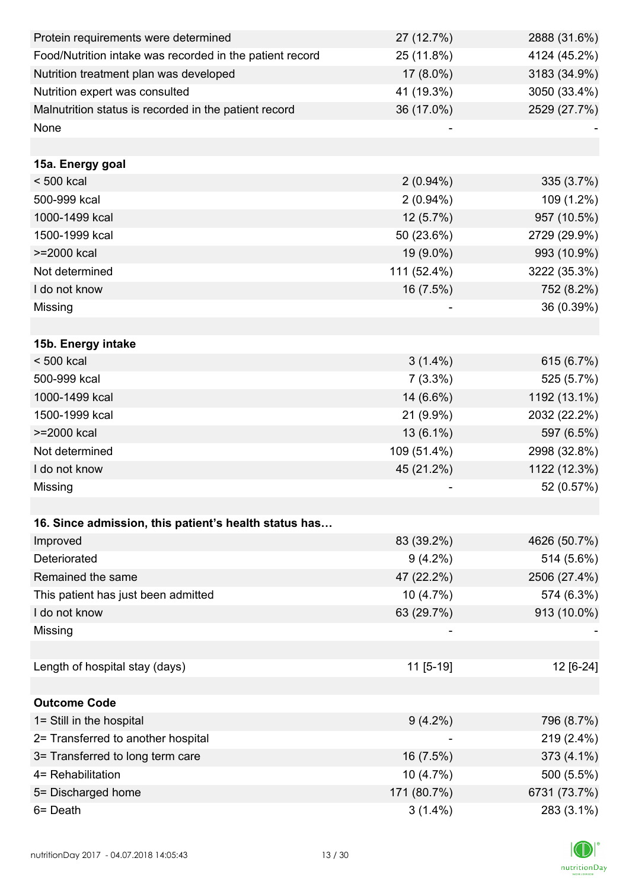| | | |
|---|---|---|
| Protein requirements were determined | 27 (12.7%) | 2888 (31.6%) |
| Food/Nutrition intake was recorded in the patient record | 25 (11.8%) | 4124 (45.2%) |
| Nutrition treatment plan was developed | 17 (8.0%) | 3183 (34.9%) |
| Nutrition expert was consulted | 41 (19.3%) | 3050 (33.4%) |
| Malnutrition status is recorded in the patient record | 36 (17.0%) | 2529 (27.7%) |
| None | - | - |
| | | |
| **15a. Energy goal** | | |
| < 500 kcal | 2 (0.94%) | 335 (3.7%) |
| 500-999 kcal | 2 (0.94%) | 109 (1.2%) |
| 1000-1499 kcal | 12 (5.7%) | 957 (10.5%) |
| 1500-1999 kcal | 50 (23.6%) | 2729 (29.9%) |
| >=2000 kcal | 19 (9.0%) | 993 (10.9%) |
| Not determined | 111 (52.4%) | 3222 (35.3%) |
| I do not know | 16 (7.5%) | 752 (8.2%) |
| Missing | - | 36 (0.39%) |
| | | |
| **15b. Energy intake** | | |
| < 500 kcal | 3 (1.4%) | 615 (6.7%) |
| 500-999 kcal | 7 (3.3%) | 525 (5.7%) |
| 1000-1499 kcal | 14 (6.6%) | 1192 (13.1%) |
| 1500-1999 kcal | 21 (9.9%) | 2032 (22.2%) |
| >=2000 kcal | 13 (6.1%) | 597 (6.5%) |
| Not determined | 109 (51.4%) | 2998 (32.8%) |
| I do not know | 45 (21.2%) | 1122 (12.3%) |
| Missing | - | 52 (0.57%) |
| | | |
| **16. Since admission, this patient's health status has…** | | |
| Improved | 83 (39.2%) | 4626 (50.7%) |
| Deteriorated | 9 (4.2%) | 514 (5.6%) |
| Remained the same | 47 (22.2%) | 2506 (27.4%) |
| This patient has just been admitted | 10 (4.7%) | 574 (6.3%) |
| I do not know | 63 (29.7%) | 913 (10.0%) |
| Missing | - | - |
| | | |
| Length of hospital stay (days) | 11 [5-19] | 12 [6-24] |
| | | |
| **Outcome Code** | | |
| 1= Still in the hospital | 9 (4.2%) | 796 (8.7%) |
| 2= Transferred to another hospital | - | 219 (2.4%) |
| 3= Transferred to long term care | 16 (7.5%) | 373 (4.1%) |
| 4= Rehabilitation | 10 (4.7%) | 500 (5.5%) |
| 5= Discharged home | 171 (80.7%) | 6731 (73.7%) |
| 6= Death | 3 (1.4%) | 283 (3.1%) |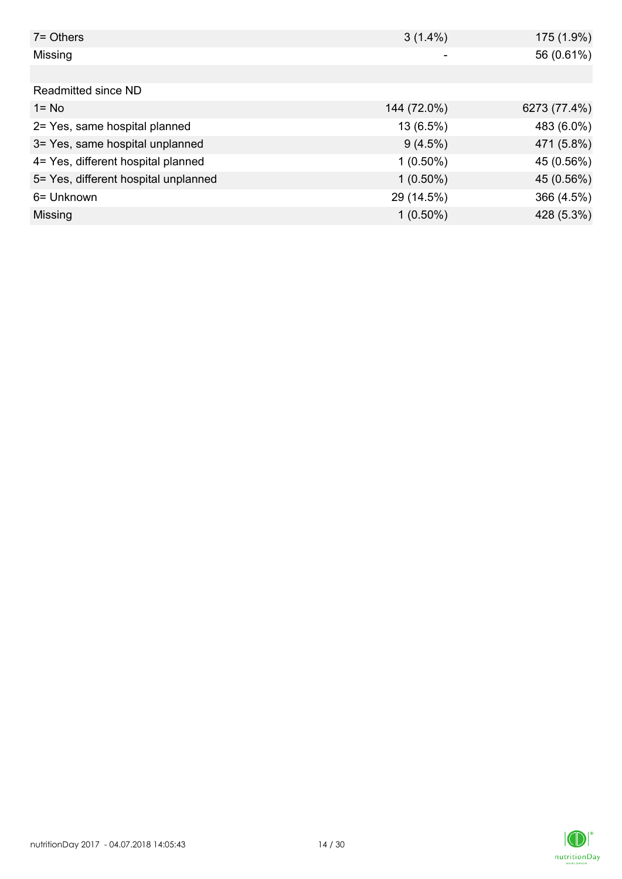| | | |
|---|---|---|
| 7= Others | 3 (1.4%) | 175 (1.9%) |
| Missing | - | 56 (0.61%) |
| | | |
| Readmitted since ND | | |
| 1= No | 144 (72.0%) | 6273 (77.4%) |
| 2= Yes, same hospital planned | 13 (6.5%) | 483 (6.0%) |
| 3= Yes, same hospital unplanned | 9 (4.5%) | 471 (5.8%) |
| 4= Yes, different hospital planned | 1 (0.50%) | 45 (0.56%) |
| 5= Yes, different hospital unplanned | 1 (0.50%) | 45 (0.56%) |
| 6= Unknown | 29 (14.5%) | 366 (4.5%) |
| Missing | 1 (0.50%) | 428 (5.3%) |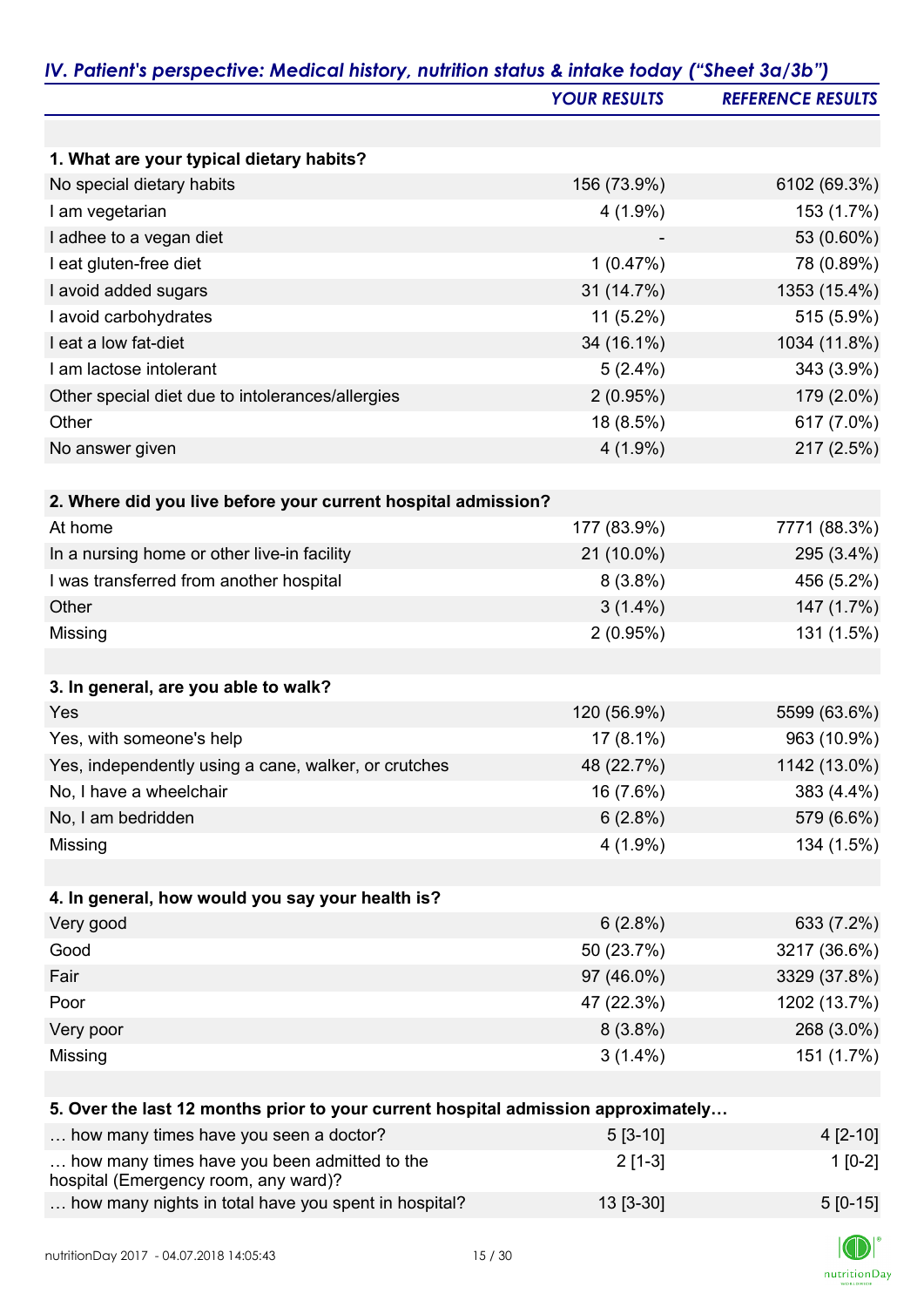## *IV. Patient's perspective: Medical history, nutrition status & intake today ("Sheet 3a/3b")*

| | *YOUR RESULTS* | *REFERENCE RESULTS* |
|---|---|---|
| **1. What are your typical dietary habits?** | | |
| No special dietary habits | 156 (73.9%) | 6102 (69.3%) |
| I am vegetarian | 4 (1.9%) | 153 (1.7%) |
| I adhee to a vegan diet | - | 53 (0.60%) |
| I eat gluten-free diet | 1 (0.47%) | 78 (0.89%) |
| I avoid added sugars | 31 (14.7%) | 1353 (15.4%) |
| I avoid carbohydrates | 11 (5.2%) | 515 (5.9%) |
| I eat a low fat-diet | 34 (16.1%) | 1034 (11.8%) |
| I am lactose intolerant | 5 (2.4%) | 343 (3.9%) |
| Other special diet due to intolerances/allergies | 2 (0.95%) | 179 (2.0%) |
| Other | 18 (8.5%) | 617 (7.0%) |
| No answer given | 4 (1.9%) | 217 (2.5%) |
| **2. Where did you live before your current hospital admission?** | | |
| At home | 177 (83.9%) | 7771 (88.3%) |
| In a nursing home or other live-in facility | 21 (10.0%) | 295 (3.4%) |
| I was transferred from another hospital | 8 (3.8%) | 456 (5.2%) |
| Other | 3 (1.4%) | 147 (1.7%) |
| Missing | 2 (0.95%) | 131 (1.5%) |
| **3. In general, are you able to walk?** | | |
| Yes | 120 (56.9%) | 5599 (63.6%) |
| Yes, with someone's help | 17 (8.1%) | 963 (10.9%) |
| Yes, independently using a cane, walker, or crutches | 48 (22.7%) | 1142 (13.0%) |
| No, I have a wheelchair | 16 (7.6%) | 383 (4.4%) |
| No, I am bedridden | 6 (2.8%) | 579 (6.6%) |
| Missing | 4 (1.9%) | 134 (1.5%) |
| **4. In general, how would you say your health is?** | | |
| Very good | 6 (2.8%) | 633 (7.2%) |
| Good | 50 (23.7%) | 3217 (36.6%) |
| Fair | 97 (46.0%) | 3329 (37.8%) |
| Poor | 47 (22.3%) | 1202 (13.7%) |
| Very poor | 8 (3.8%) | 268 (3.0%) |
| Missing | 3 (1.4%) | 151 (1.7%) |
| **5. Over the last 12 months prior to your current hospital admission approximately…** | | |
| … how many times have you seen a doctor? | 5 [3-10] | 4 [2-10] |
| … how many times have you been admitted to the hospital (Emergency room, any ward)? | 2 [1-3] | 1 [0-2] |
| … how many nights in total have you spent in hospital? | 13 [3-30] | 5 [0-15] |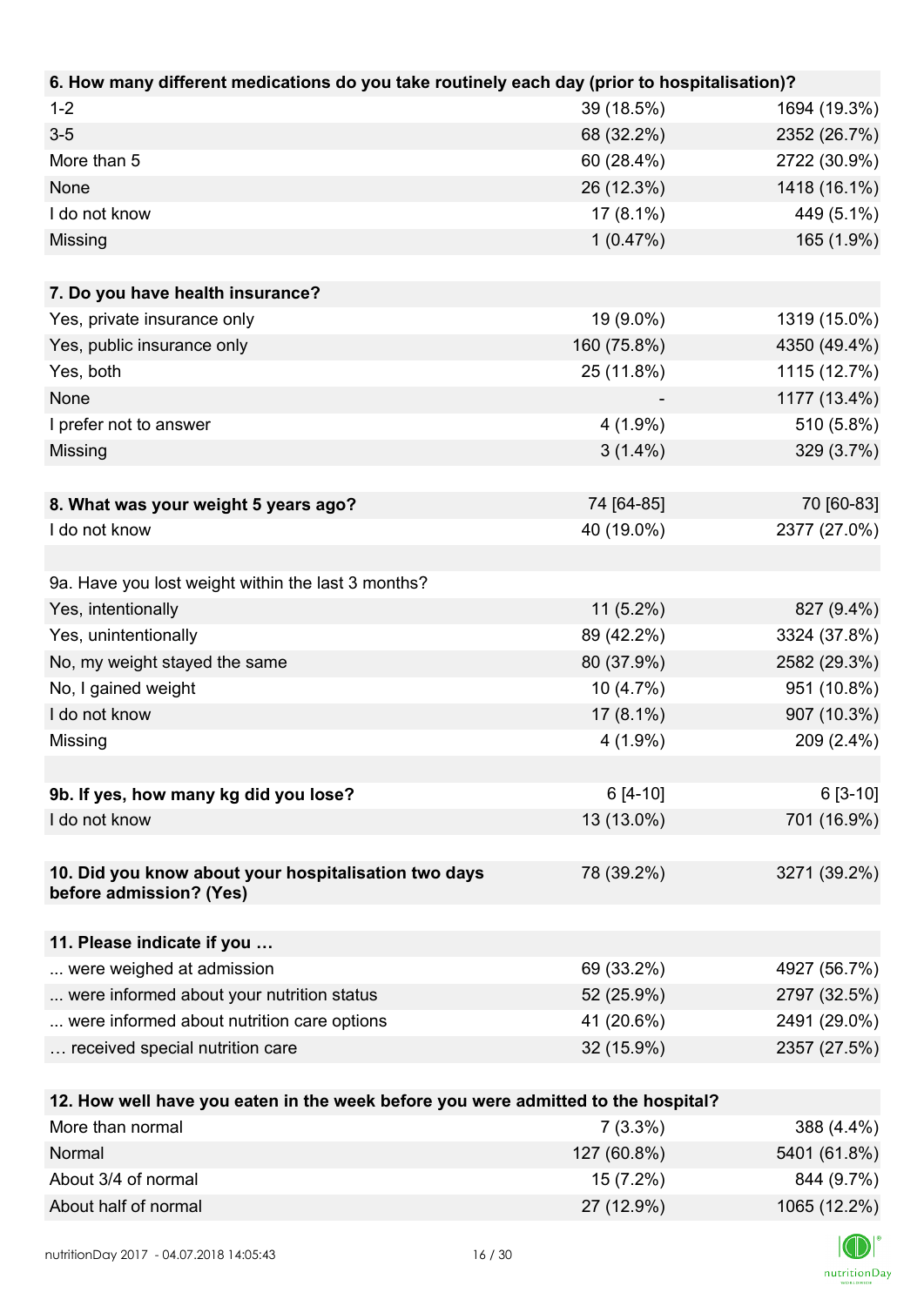| 6. How many different medications do you take routinely each day (prior to hospitalisation)? | | |
|---|---|---|
| 1-2 | 39 (18.5%) | 1694 (19.3%) |
| 3-5 | 68 (32.2%) | 2352 (26.7%) |
| More than 5 | 60 (28.4%) | 2722 (30.9%) |
| None | 26 (12.3%) | 1418 (16.1%) |
| I do not know | 17 (8.1%) | 449 (5.1%) |
| Missing | 1 (0.47%) | 165 (1.9%) |

| 7. Do you have health insurance? | | |
|---|---|---|
| Yes, private insurance only | 19 (9.0%) | 1319 (15.0%) |
| Yes, public insurance only | 160 (75.8%) | 4350 (49.4%) |
| Yes, both | 25 (11.8%) | 1115 (12.7%) |
| None | - | 1177 (13.4%) |
| I prefer not to answer | 4 (1.9%) | 510 (5.8%) |
| Missing | 3 (1.4%) | 329 (3.7%) |

| 8. What was your weight 5 years ago? | 74 [64-85] | 70 [60-83] |
|---|---|---|
| I do not know | 40 (19.0%) | 2377 (27.0%) |

| 9a. Have you lost weight within the last 3 months? | | |
|---|---|---|
| Yes, intentionally | 11 (5.2%) | 827 (9.4%) |
| Yes, unintentionally | 89 (42.2%) | 3324 (37.8%) |
| No, my weight stayed the same | 80 (37.9%) | 2582 (29.3%) |
| No, I gained weight | 10 (4.7%) | 951 (10.8%) |
| I do not know | 17 (8.1%) | 907 (10.3%) |
| Missing | 4 (1.9%) | 209 (2.4%) |

| 9b. If yes, how many kg did you lose? | 6 [4-10] | 6 [3-10] |
|---|---|---|
| I do not know | 13 (13.0%) | 701 (16.9%) |

| 10. Did you know about your hospitalisation two days before admission? (Yes) | 78 (39.2%) | 3271 (39.2%) |
|---|---|---|

| 11. Please indicate if you … | | |
|---|---|---|
| ... were weighed at admission | 69 (33.2%) | 4927 (56.7%) |
| ... were informed about your nutrition status | 52 (25.9%) | 2797 (32.5%) |
| ... were informed about nutrition care options | 41 (20.6%) | 2491 (29.0%) |
| … received special nutrition care | 32 (15.9%) | 2357 (27.5%) |

| 12. How well have you eaten in the week before you were admitted to the hospital? | | |
|---|---|---|
| More than normal | 7 (3.3%) | 388 (4.4%) |
| Normal | 127 (60.8%) | 5401 (61.8%) |
| About 3/4 of normal | 15 (7.2%) | 844 (9.7%) |
| About half of normal | 27 (12.9%) | 1065 (12.2%) |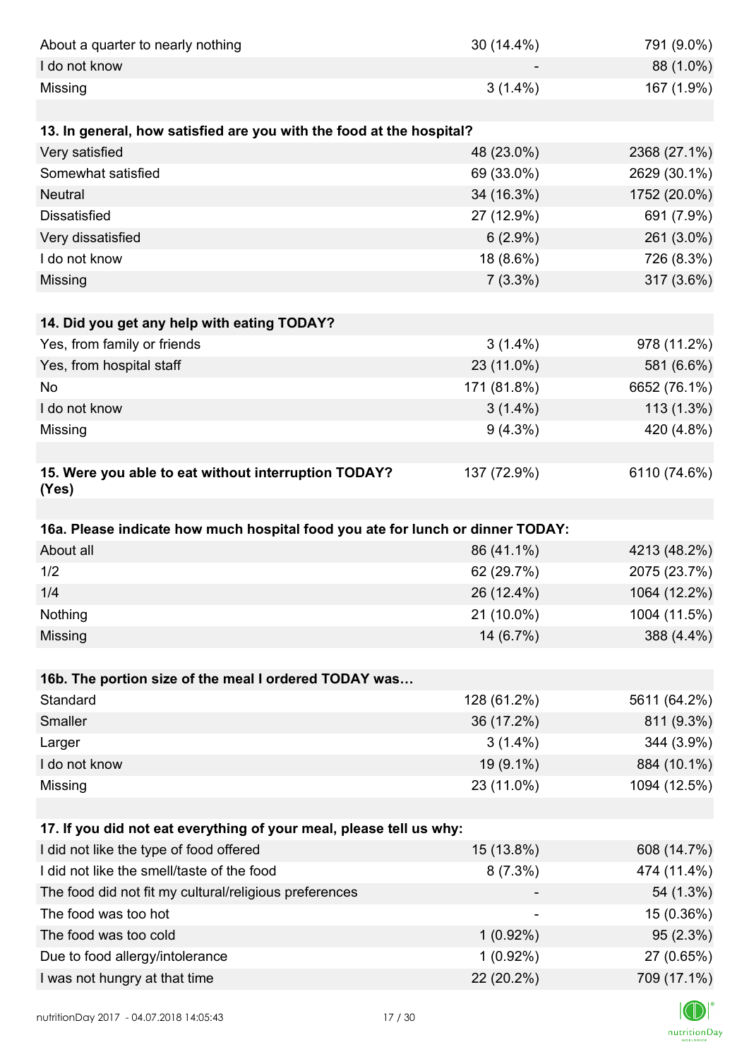| | | |
|---|---|---|
| About a quarter to nearly nothing | 30 (14.4%) | 791 (9.0%) |
| I do not know | - | 88 (1.0%) |
| Missing | 3 (1.4%) | 167 (1.9%) |

| **13. In general, how satisfied are you with the food at the hospital?** | | |
|---|---|---|
| Very satisfied | 48 (23.0%) | 2368 (27.1%) |
| Somewhat satisfied | 69 (33.0%) | 2629 (30.1%) |
| Neutral | 34 (16.3%) | 1752 (20.0%) |
| Dissatisfied | 27 (12.9%) | 691 (7.9%) |
| Very dissatisfied | 6 (2.9%) | 261 (3.0%) |
| I do not know | 18 (8.6%) | 726 (8.3%) |
| Missing | 7 (3.3%) | 317 (3.6%) |

| **14. Did you get any help with eating TODAY?** | | |
|---|---|---|
| Yes, from family or friends | 3 (1.4%) | 978 (11.2%) |
| Yes, from hospital staff | 23 (11.0%) | 581 (6.6%) |
| No | 171 (81.8%) | 6652 (76.1%) |
| I do not know | 3 (1.4%) | 113 (1.3%) |
| Missing | 9 (4.3%) | 420 (4.8%) |

| **15. Were you able to eat without interruption TODAY? (Yes)** | 137 (72.9%) | 6110 (74.6%) |
|---|---|---|

| **16a. Please indicate how much hospital food you ate for lunch or dinner TODAY:** | | |
|---|---|---|
| About all | 86 (41.1%) | 4213 (48.2%) |
| 1/2 | 62 (29.7%) | 2075 (23.7%) |
| 1/4 | 26 (12.4%) | 1064 (12.2%) |
| Nothing | 21 (10.0%) | 1004 (11.5%) |
| Missing | 14 (6.7%) | 388 (4.4%) |

| **16b. The portion size of the meal I ordered TODAY was…** | | |
|---|---|---|
| Standard | 128 (61.2%) | 5611 (64.2%) |
| Smaller | 36 (17.2%) | 811 (9.3%) |
| Larger | 3 (1.4%) | 344 (3.9%) |
| I do not know | 19 (9.1%) | 884 (10.1%) |
| Missing | 23 (11.0%) | 1094 (12.5%) |

| **17. If you did not eat everything of your meal, please tell us why:** | | |
|---|---|---|
| I did not like the type of food offered | 15 (13.8%) | 608 (14.7%) |
| I did not like the smell/taste of the food | 8 (7.3%) | 474 (11.4%) |
| The food did not fit my cultural/religious preferences | - | 54 (1.3%) |
| The food was too hot | - | 15 (0.36%) |
| The food was too cold | 1 (0.92%) | 95 (2.3%) |
| Due to food allergy/intolerance | 1 (0.92%) | 27 (0.65%) |
| I was not hungry at that time | 22 (20.2%) | 709 (17.1%) |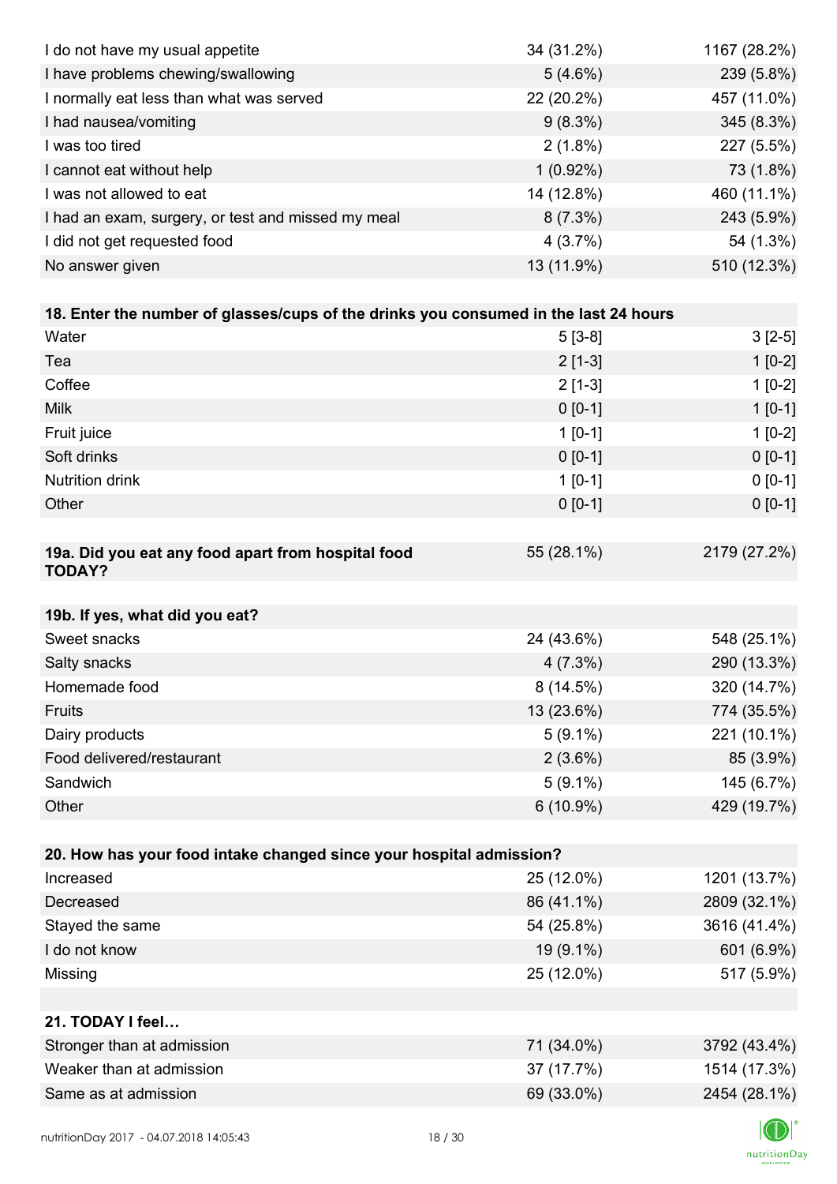| | | |
|---|---|---|
| I do not have my usual appetite | 34 (31.2%) | 1167 (28.2%) |
| I have problems chewing/swallowing | 5 (4.6%) | 239 (5.8%) |
| I normally eat less than what was served | 22 (20.2%) | 457 (11.0%) |
| I had nausea/vomiting | 9 (8.3%) | 345 (8.3%) |
| I was too tired | 2 (1.8%) | 227 (5.5%) |
| I cannot eat without help | 1 (0.92%) | 73 (1.8%) |
| I was not allowed to eat | 14 (12.8%) | 460 (11.1%) |
| I had an exam, surgery, or test and missed my meal | 8 (7.3%) | 243 (5.9%) |
| I did not get requested food | 4 (3.7%) | 54 (1.3%) |
| No answer given | 13 (11.9%) | 510 (12.3%) |

| **18. Enter the number of glasses/cups of the drinks you consumed in the last 24 hours** | | |
|---|---|---|
| Water | 5 [3-8] | 3 [2-5] |
| Tea | 2 [1-3] | 1 [0-2] |
| Coffee | 2 [1-3] | 1 [0-2] |
| Milk | 0 [0-1] | 1 [0-1] |
| Fruit juice | 1 [0-1] | 1 [0-2] |
| Soft drinks | 0 [0-1] | 0 [0-1] |
| Nutrition drink | 1 [0-1] | 0 [0-1] |
| Other | 0 [0-1] | 0 [0-1] |

| **19a. Did you eat any food apart from hospital food TODAY?** | 55 (28.1%) | 2179 (27.2%) |
|---|---|---|

| **19b. If yes, what did you eat?** | | |
|---|---|---|
| Sweet snacks | 24 (43.6%) | 548 (25.1%) |
| Salty snacks | 4 (7.3%) | 290 (13.3%) |
| Homemade food | 8 (14.5%) | 320 (14.7%) |
| Fruits | 13 (23.6%) | 774 (35.5%) |
| Dairy products | 5 (9.1%) | 221 (10.1%) |
| Food delivered/restaurant | 2 (3.6%) | 85 (3.9%) |
| Sandwich | 5 (9.1%) | 145 (6.7%) |
| Other | 6 (10.9%) | 429 (19.7%) |

| **20. How has your food intake changed since your hospital admission?** | | |
|---|---|---|
| Increased | 25 (12.0%) | 1201 (13.7%) |
| Decreased | 86 (41.1%) | 2809 (32.1%) |
| Stayed the same | 54 (25.8%) | 3616 (41.4%) |
| I do not know | 19 (9.1%) | 601 (6.9%) |
| Missing | 25 (12.0%) | 517 (5.9%) |

| **21. TODAY I feel…** | | |
|---|---|---|
| Stronger than at admission | 71 (34.0%) | 3792 (43.4%) |
| Weaker than at admission | 37 (17.7%) | 1514 (17.3%) |
| Same as at admission | 69 (33.0%) | 2454 (28.1%) |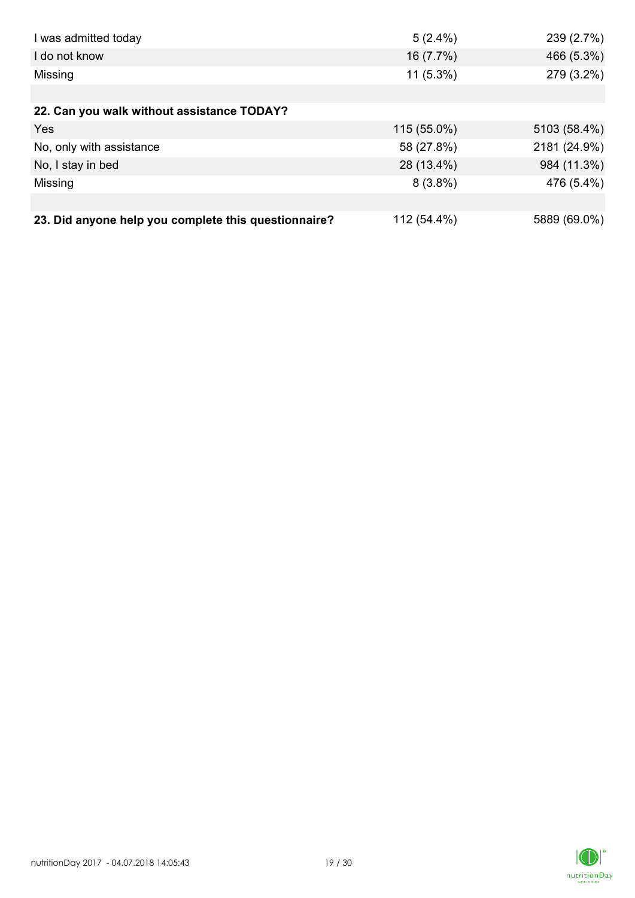| | | |
|---|---|---|
| I was admitted today | 5 (2.4%) | 239 (2.7%) |
| I do not know | 16 (7.7%) | 466 (5.3%) |
| Missing | 11 (5.3%) | 279 (3.2%) |
| | | |
| **22. Can you walk without assistance TODAY?** | | |
| Yes | 115 (55.0%) | 5103 (58.4%) |
| No, only with assistance | 58 (27.8%) | 2181 (24.9%) |
| No, I stay in bed | 28 (13.4%) | 984 (11.3%) |
| Missing | 8 (3.8%) | 476 (5.4%) |
| | | |
| **23. Did anyone help you complete this questionnaire?** | 112 (54.4%) | 5889 (69.0%) |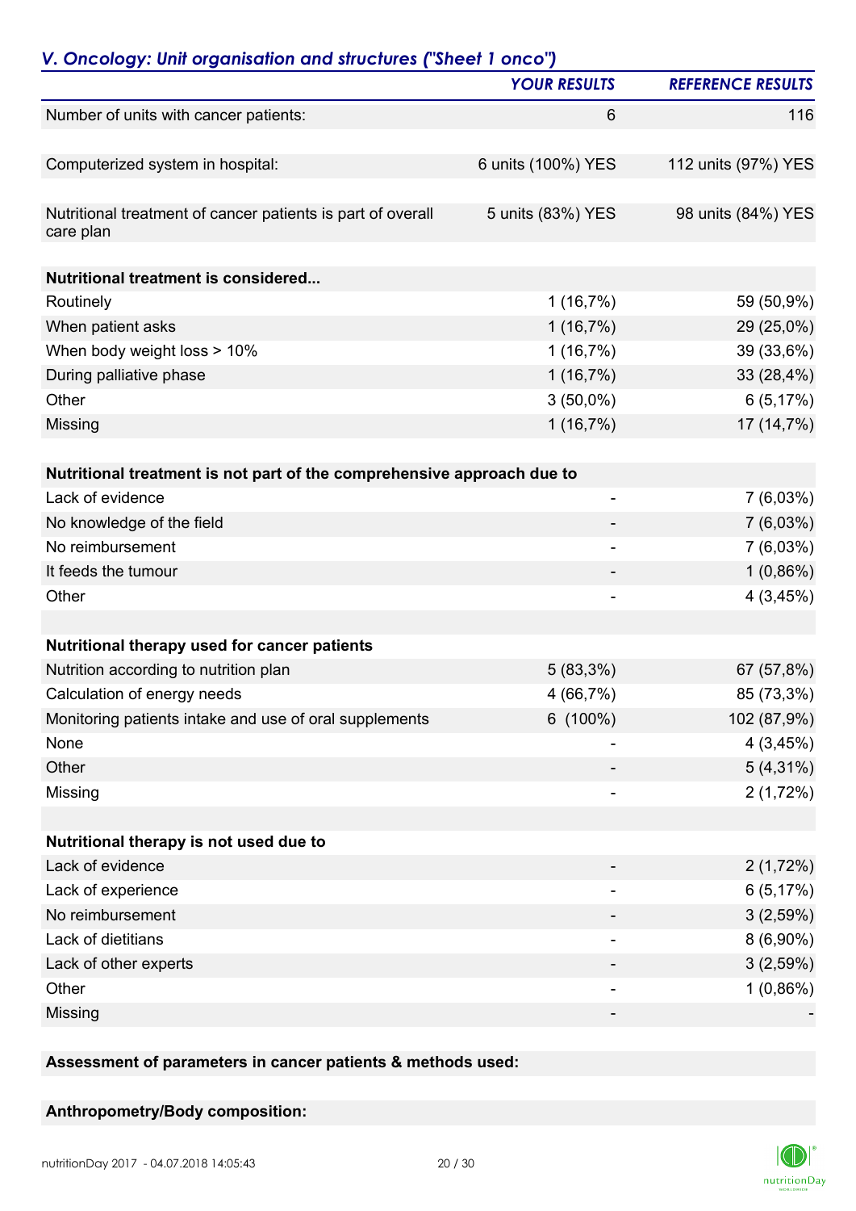## *V. Oncology: Unit organisation and structures ("Sheet 1 onco")*

| | YOUR RESULTS | REFERENCE RESULTS |
|---|---|---|
| Number of units with cancer patients: | 6 | 116 |
| | | |
| Computerized system in hospital: | 6 units (100%) YES | 112 units (97%) YES |
| | | |
| Nutritional treatment of cancer patients is part of overall care plan | 5 units (83%) YES | 98 units (84%) YES |
| | | |
| **Nutritional treatment is considered...** | | |
| Routinely | 1 (16,7%) | 59 (50,9%) |
| When patient asks | 1 (16,7%) | 29 (25,0%) |
| When body weight loss > 10% | 1 (16,7%) | 39 (33,6%) |
| During palliative phase | 1 (16,7%) | 33 (28,4%) |
| Other | 3 (50,0%) | 6 (5,17%) |
| Missing | 1 (16,7%) | 17 (14,7%) |
| | | |
| **Nutritional treatment is not part of the comprehensive approach due to** | | |
| Lack of evidence | - | 7 (6,03%) |
| No knowledge of the field | - | 7 (6,03%) |
| No reimbursement | - | 7 (6,03%) |
| It feeds the tumour | - | 1 (0,86%) |
| Other | - | 4 (3,45%) |
| | | |
| **Nutritional therapy used for cancer patients** | | |
| Nutrition according to nutrition plan | 5 (83,3%) | 67 (57,8%) |
| Calculation of energy needs | 4 (66,7%) | 85 (73,3%) |
| Monitoring patients intake and use of oral supplements | 6 (100%) | 102 (87,9%) |
| None | - | 4 (3,45%) |
| Other | - | 5 (4,31%) |
| Missing | - | 2 (1,72%) |
| | | |
| **Nutritional therapy is not used due to** | | |
| Lack of evidence | - | 2 (1,72%) |
| Lack of experience | - | 6 (5,17%) |
| No reimbursement | - | 3 (2,59%) |
| Lack of dietitians | - | 8 (6,90%) |
| Lack of other experts | - | 3 (2,59%) |
| Other | - | 1 (0,86%) |
| Missing | - | - |

**Assessment of parameters in cancer patients & methods used:**

**Anthropometry/Body composition:**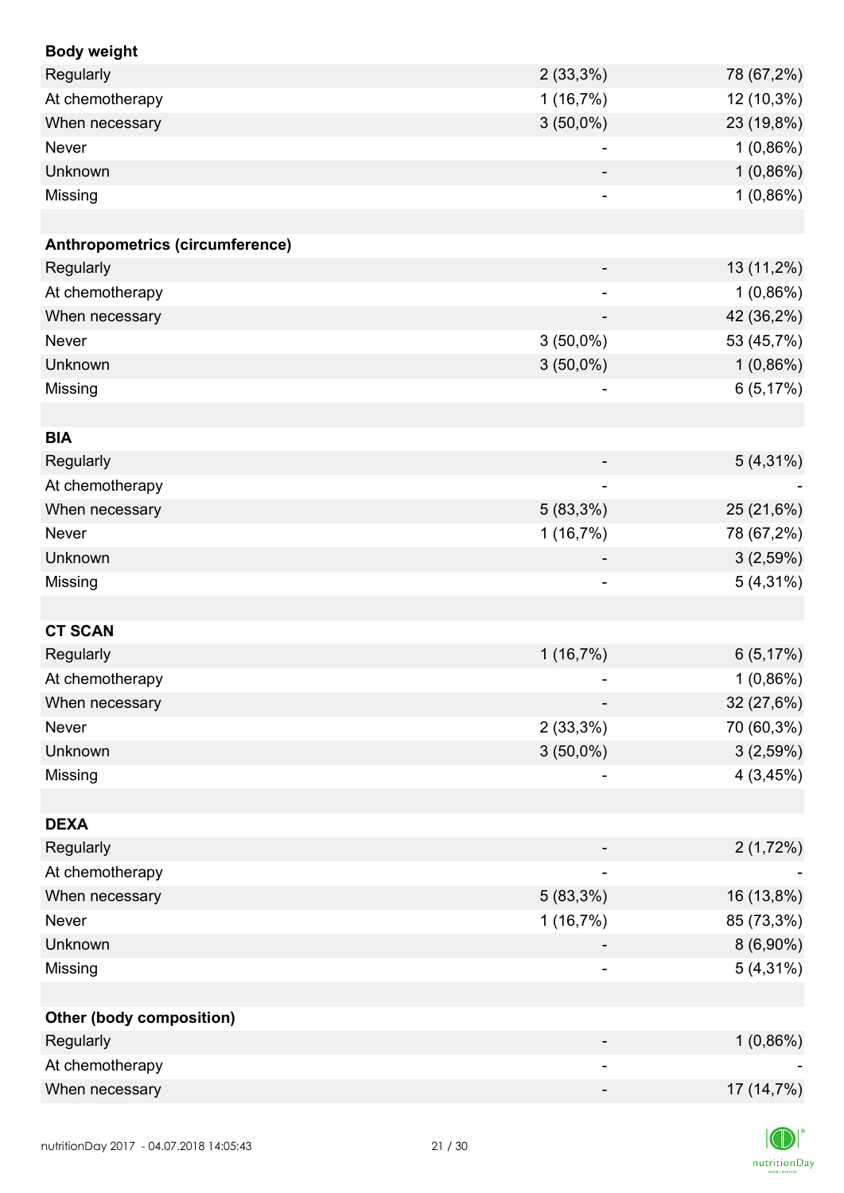| **Body weight** | | |
|---|---|---|
| Regularly | 2 (33,3%) | 78 (67,2%) |
| At chemotherapy | 1 (16,7%) | 12 (10,3%) |
| When necessary | 3 (50,0%) | 23 (19,8%) |
| Never | - | 1 (0,86%) |
| Unknown | - | 1 (0,86%) |
| Missing | - | 1 (0,86%) |
| | | |
| **Anthropometrics (circumference)** | | |
| Regularly | - | 13 (11,2%) |
| At chemotherapy | - | 1 (0,86%) |
| When necessary | - | 42 (36,2%) |
| Never | 3 (50,0%) | 53 (45,7%) |
| Unknown | 3 (50,0%) | 1 (0,86%) |
| Missing | - | 6 (5,17%) |
| | | |
| **BIA** | | |
| Regularly | - | 5 (4,31%) |
| At chemotherapy | - | - |
| When necessary | 5 (83,3%) | 25 (21,6%) |
| Never | 1 (16,7%) | 78 (67,2%) |
| Unknown | - | 3 (2,59%) |
| Missing | - | 5 (4,31%) |
| | | |
| **CT SCAN** | | |
| Regularly | 1 (16,7%) | 6 (5,17%) |
| At chemotherapy | - | 1 (0,86%) |
| When necessary | - | 32 (27,6%) |
| Never | 2 (33,3%) | 70 (60,3%) |
| Unknown | 3 (50,0%) | 3 (2,59%) |
| Missing | - | 4 (3,45%) |
| | | |
| **DEXA** | | |
| Regularly | - | 2 (1,72%) |
| At chemotherapy | - | - |
| When necessary | 5 (83,3%) | 16 (13,8%) |
| Never | 1 (16,7%) | 85 (73,3%) |
| Unknown | - | 8 (6,90%) |
| Missing | - | 5 (4,31%) |
| | | |
| **Other (body composition)** | | |
| Regularly | - | 1 (0,86%) |
| At chemotherapy | - | - |
| When necessary | - | 17 (14,7%) |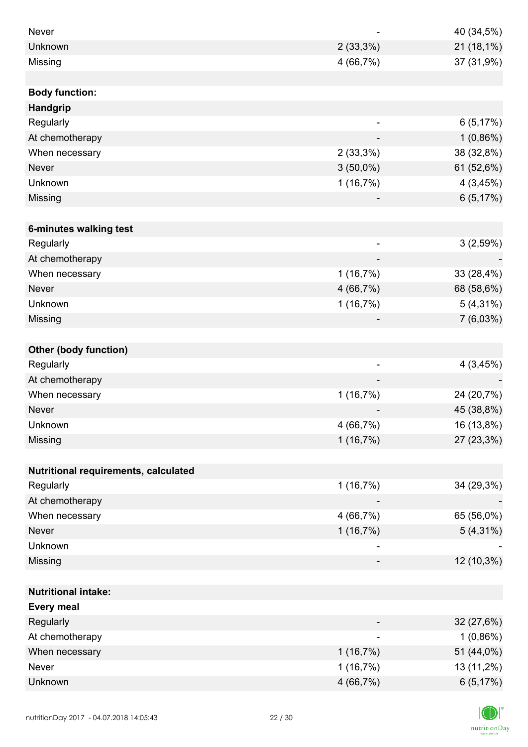| | | |
|---|---|---|
| Never | - | 40 (34,5%) |
| Unknown | 2 (33,3%) | 21 (18,1%) |
| Missing | 4 (66,7%) | 37 (31,9%) |
| | | |
| **Body function:** | | |
| **Handgrip** | | |
| Regularly | - | 6 (5,17%) |
| At chemotherapy | - | 1 (0,86%) |
| When necessary | 2 (33,3%) | 38 (32,8%) |
| Never | 3 (50,0%) | 61 (52,6%) |
| Unknown | 1 (16,7%) | 4 (3,45%) |
| Missing | - | 6 (5,17%) |
| | | |
| **6-minutes walking test** | | |
| Regularly | - | 3 (2,59%) |
| At chemotherapy | - | - |
| When necessary | 1 (16,7%) | 33 (28,4%) |
| Never | 4 (66,7%) | 68 (58,6%) |
| Unknown | 1 (16,7%) | 5 (4,31%) |
| Missing | - | 7 (6,03%) |
| | | |
| **Other (body function)** | | |
| Regularly | - | 4 (3,45%) |
| At chemotherapy | - | - |
| When necessary | 1 (16,7%) | 24 (20,7%) |
| Never | - | 45 (38,8%) |
| Unknown | 4 (66,7%) | 16 (13,8%) |
| Missing | 1 (16,7%) | 27 (23,3%) |
| | | |
| **Nutritional requirements, calculated** | | |
| Regularly | 1 (16,7%) | 34 (29,3%) |
| At chemotherapy | - | - |
| When necessary | 4 (66,7%) | 65 (56,0%) |
| Never | 1 (16,7%) | 5 (4,31%) |
| Unknown | - | - |
| Missing | - | 12 (10,3%) |
| | | |
| **Nutritional intake:** | | |
| **Every meal** | | |
| Regularly | - | 32 (27,6%) |
| At chemotherapy | - | 1 (0,86%) |
| When necessary | 1 (16,7%) | 51 (44,0%) |
| Never | 1 (16,7%) | 13 (11,2%) |
| Unknown | 4 (66,7%) | 6 (5,17%) |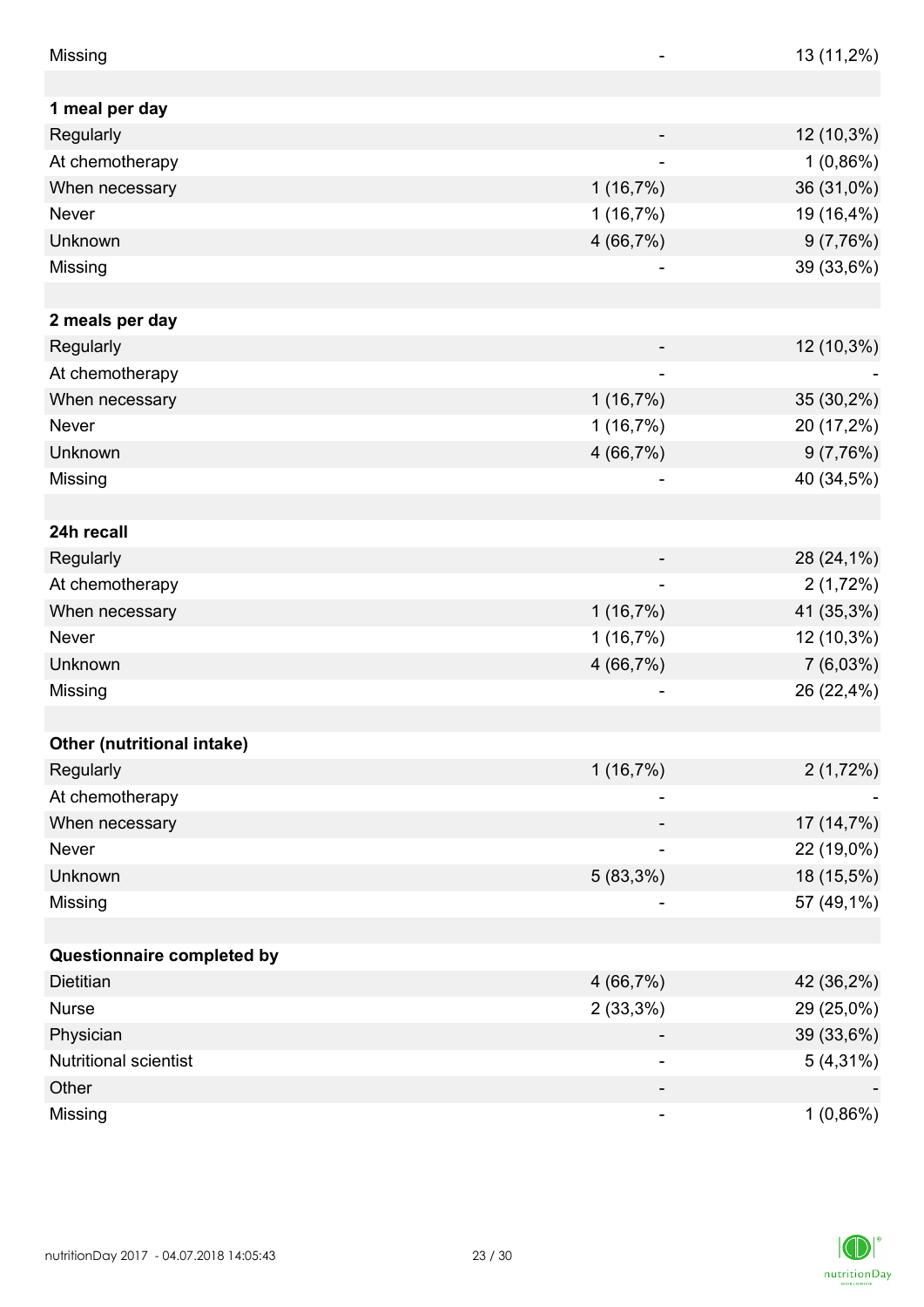| | | |
|---|---|---|
| Missing | - | 13 (11,2%) |
| | | |
| **1 meal per day** | | |
| Regularly | - | 12 (10,3%) |
| At chemotherapy | - | 1 (0,86%) |
| When necessary | 1 (16,7%) | 36 (31,0%) |
| Never | 1 (16,7%) | 19 (16,4%) |
| Unknown | 4 (66,7%) | 9 (7,76%) |
| Missing | - | 39 (33,6%) |
| | | |
| **2 meals per day** | | |
| Regularly | - | 12 (10,3%) |
| At chemotherapy | - | - |
| When necessary | 1 (16,7%) | 35 (30,2%) |
| Never | 1 (16,7%) | 20 (17,2%) |
| Unknown | 4 (66,7%) | 9 (7,76%) |
| Missing | - | 40 (34,5%) |
| | | |
| **24h recall** | | |
| Regularly | - | 28 (24,1%) |
| At chemotherapy | - | 2 (1,72%) |
| When necessary | 1 (16,7%) | 41 (35,3%) |
| Never | 1 (16,7%) | 12 (10,3%) |
| Unknown | 4 (66,7%) | 7 (6,03%) |
| Missing | - | 26 (22,4%) |
| | | |
| **Other (nutritional intake)** | | |
| Regularly | 1 (16,7%) | 2 (1,72%) |
| At chemotherapy | - | - |
| When necessary | - | 17 (14,7%) |
| Never | - | 22 (19,0%) |
| Unknown | 5 (83,3%) | 18 (15,5%) |
| Missing | - | 57 (49,1%) |
| | | |
| **Questionnaire completed by** | | |
| Dietitian | 4 (66,7%) | 42 (36,2%) |
| Nurse | 2 (33,3%) | 29 (25,0%) |
| Physician | - | 39 (33,6%) |
| Nutritional scientist | - | 5 (4,31%) |
| Other | - | - |
| Missing | - | 1 (0,86%) |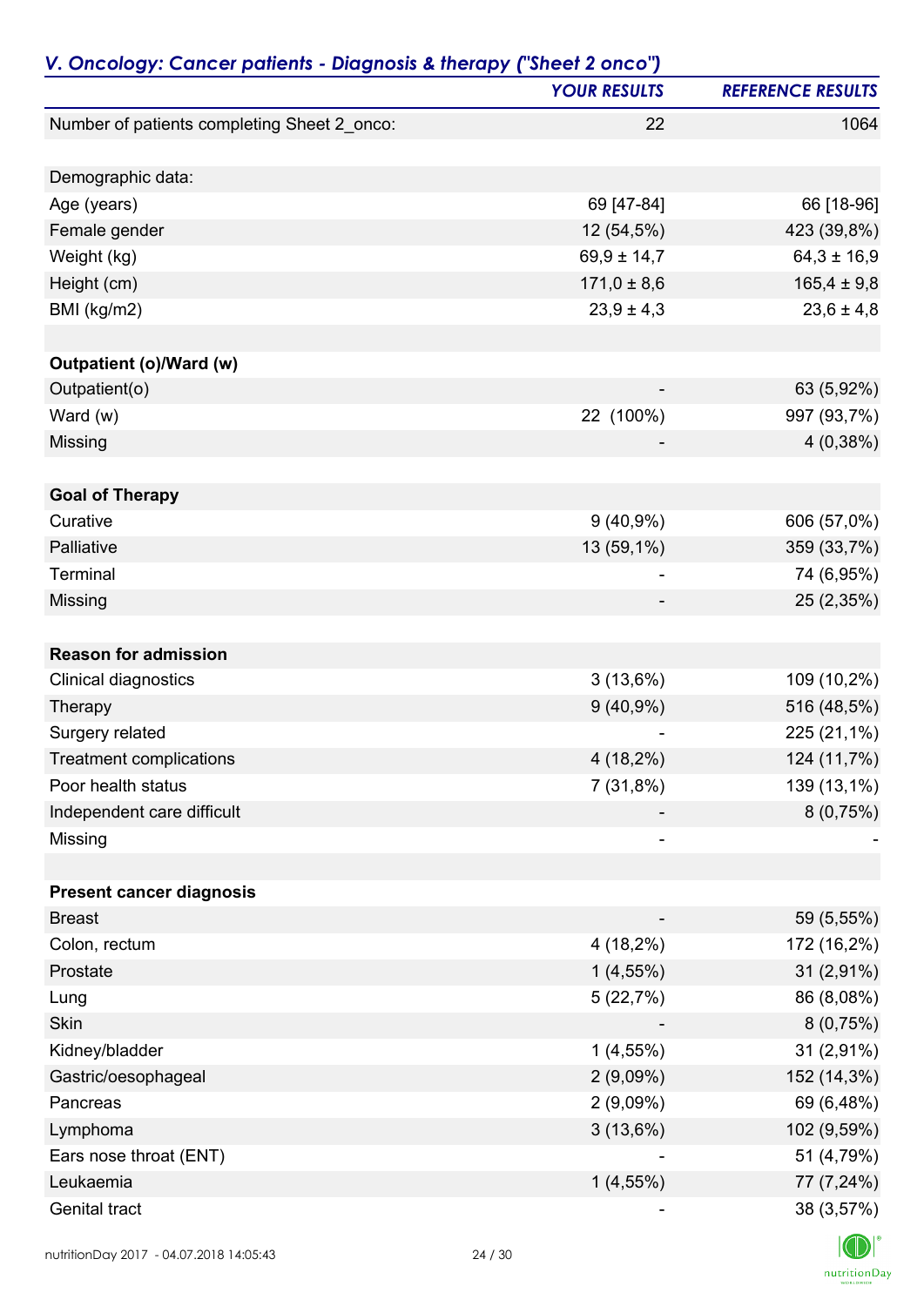## *V. Oncology: Cancer patients - Diagnosis & therapy ("Sheet 2 onco")*

| | *YOUR RESULTS* | *REFERENCE RESULTS* |
|---|---|---|
| Number of patients completing Sheet 2_onco: | 22 | 1064 |
| | | |
| Demographic data: | | |
| Age (years) | 69 [47-84] | 66 [18-96] |
| Female gender | 12 (54,5%) | 423 (39,8%) |
| Weight (kg) | 69,9 ± 14,7 | 64,3 ± 16,9 |
| Height (cm) | 171,0 ± 8,6 | 165,4 ± 9,8 |
| BMI (kg/m2) | 23,9 ± 4,3 | 23,6 ± 4,8 |
| | | |
| **Outpatient (o)/Ward (w)** | | |
| Outpatient(o) | - | 63 (5,92%) |
| Ward (w) | 22 (100%) | 997 (93,7%) |
| Missing | - | 4 (0,38%) |
| | | |
| **Goal of Therapy** | | |
| Curative | 9 (40,9%) | 606 (57,0%) |
| Palliative | 13 (59,1%) | 359 (33,7%) |
| Terminal | - | 74 (6,95%) |
| Missing | - | 25 (2,35%) |
| | | |
| **Reason for admission** | | |
| Clinical diagnostics | 3 (13,6%) | 109 (10,2%) |
| Therapy | 9 (40,9%) | 516 (48,5%) |
| Surgery related | - | 225 (21,1%) |
| Treatment complications | 4 (18,2%) | 124 (11,7%) |
| Poor health status | 7 (31,8%) | 139 (13,1%) |
| Independent care difficult | - | 8 (0,75%) |
| Missing | - | - |
| | | |
| **Present cancer diagnosis** | | |
| Breast | - | 59 (5,55%) |
| Colon, rectum | 4 (18,2%) | 172 (16,2%) |
| Prostate | 1 (4,55%) | 31 (2,91%) |
| Lung | 5 (22,7%) | 86 (8,08%) |
| Skin | - | 8 (0,75%) |
| Kidney/bladder | 1 (4,55%) | 31 (2,91%) |
| Gastric/oesophageal | 2 (9,09%) | 152 (14,3%) |
| Pancreas | 2 (9,09%) | 69 (6,48%) |
| Lymphoma | 3 (13,6%) | 102 (9,59%) |
| Ears nose throat (ENT) | - | 51 (4,79%) |
| Leukaemia | 1 (4,55%) | 77 (7,24%) |
| Genital tract | - | 38 (3,57%) |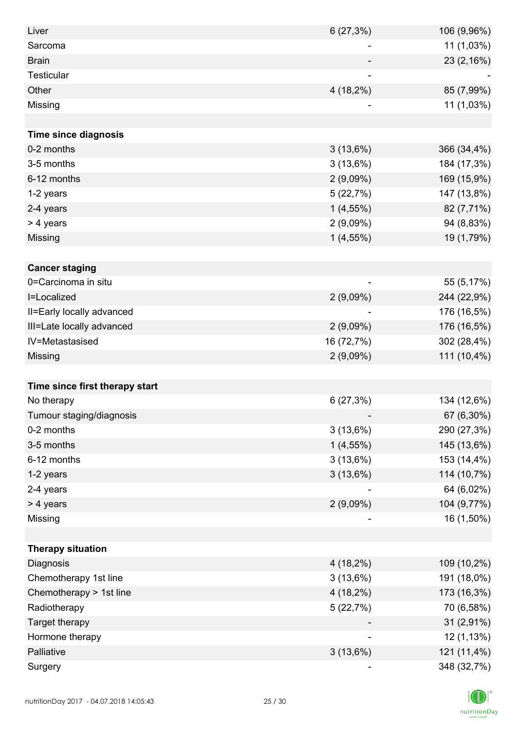| | | |
|---|---|---|
| Liver | 6 (27,3%) | 106 (9,96%) |
| Sarcoma | - | 11 (1,03%) |
| Brain | - | 23 (2,16%) |
| Testicular | - | - |
| Other | 4 (18,2%) | 85 (7,99%) |
| Missing | - | 11 (1,03%) |
| | | |
| **Time since diagnosis** | | |
| 0-2 months | 3 (13,6%) | 366 (34,4%) |
| 3-5 months | 3 (13,6%) | 184 (17,3%) |
| 6-12 months | 2 (9,09%) | 169 (15,9%) |
| 1-2 years | 5 (22,7%) | 147 (13,8%) |
| 2-4 years | 1 (4,55%) | 82 (7,71%) |
| > 4 years | 2 (9,09%) | 94 (8,83%) |
| Missing | 1 (4,55%) | 19 (1,79%) |
| | | |
| **Cancer staging** | | |
| 0=Carcinoma in situ | - | 55 (5,17%) |
| I=Localized | 2 (9,09%) | 244 (22,9%) |
| II=Early locally advanced | - | 176 (16,5%) |
| III=Late locally advanced | 2 (9,09%) | 176 (16,5%) |
| IV=Metastasised | 16 (72,7%) | 302 (28,4%) |
| Missing | 2 (9,09%) | 111 (10,4%) |
| | | |
| **Time since first therapy start** | | |
| No therapy | 6 (27,3%) | 134 (12,6%) |
| Tumour staging/diagnosis | - | 67 (6,30%) |
| 0-2 months | 3 (13,6%) | 290 (27,3%) |
| 3-5 months | 1 (4,55%) | 145 (13,6%) |
| 6-12 months | 3 (13,6%) | 153 (14,4%) |
| 1-2 years | 3 (13,6%) | 114 (10,7%) |
| 2-4 years | - | 64 (6,02%) |
| > 4 years | 2 (9,09%) | 104 (9,77%) |
| Missing | - | 16 (1,50%) |
| | | |
| **Therapy situation** | | |
| Diagnosis | 4 (18,2%) | 109 (10,2%) |
| Chemotherapy 1st line | 3 (13,6%) | 191 (18,0%) |
| Chemotherapy > 1st line | 4 (18,2%) | 173 (16,3%) |
| Radiotherapy | 5 (22,7%) | 70 (6,58%) |
| Target therapy | - | 31 (2,91%) |
| Hormone therapy | - | 12 (1,13%) |
| Palliative | 3 (13,6%) | 121 (11,4%) |
| Surgery | - | 348 (32,7%) |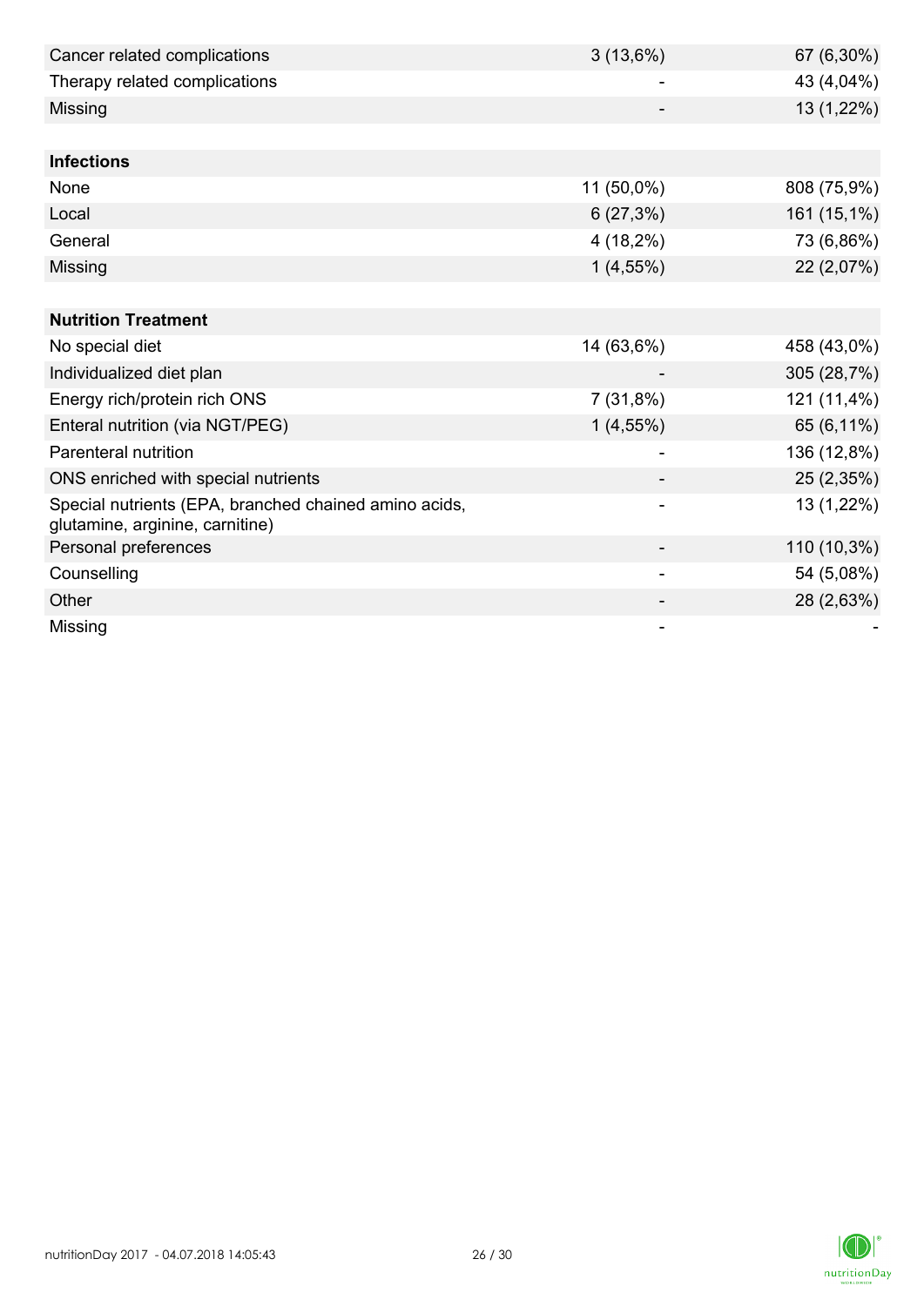| | | |
|---|---|---|
| Cancer related complications | 3 (13,6%) | 67 (6,30%) |
| Therapy related complications | - | 43 (4,04%) |
| Missing | - | 13 (1,22%) |
| | | |
| **Infections** | | |
| None | 11 (50,0%) | 808 (75,9%) |
| Local | 6 (27,3%) | 161 (15,1%) |
| General | 4 (18,2%) | 73 (6,86%) |
| Missing | 1 (4,55%) | 22 (2,07%) |
| | | |
| **Nutrition Treatment** | | |
| No special diet | 14 (63,6%) | 458 (43,0%) |
| Individualized diet plan | - | 305 (28,7%) |
| Energy rich/protein rich ONS | 7 (31,8%) | 121 (11,4%) |
| Enteral nutrition (via NGT/PEG) | 1 (4,55%) | 65 (6,11%) |
| Parenteral nutrition | - | 136 (12,8%) |
| ONS enriched with special nutrients | - | 25 (2,35%) |
| Special nutrients (EPA, branched chained amino acids, glutamine, arginine, carnitine) | - | 13 (1,22%) |
| Personal preferences | - | 110 (10,3%) |
| Counselling | - | 54 (5,08%) |
| Other | - | 28 (2,63%) |
| Missing | - | - |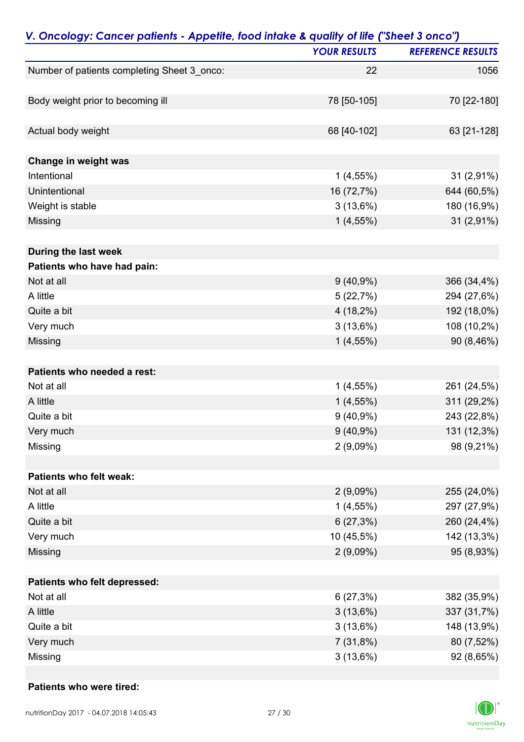## *V. Oncology: Cancer patients - Appetite, food intake & quality of life ("Sheet 3 onco")*

| | YOUR RESULTS | REFERENCE RESULTS |
|---|---|---|
| Number of patients completing Sheet 3_onco: | 22 | 1056 |
| | | |
| Body weight prior to becoming ill | 78 [50-105] | 70 [22-180] |
| | | |
| Actual body weight | 68 [40-102] | 63 [21-128] |
| | | |
| **Change in weight was** | | |
| Intentional | 1 (4,55%) | 31 (2,91%) |
| Unintentional | 16 (72,7%) | 644 (60,5%) |
| Weight is stable | 3 (13,6%) | 180 (16,9%) |
| Missing | 1 (4,55%) | 31 (2,91%) |
| | | |
| **During the last week** | | |
| **Patients who have had pain:** | | |
| Not at all | 9 (40,9%) | 366 (34,4%) |
| A little | 5 (22,7%) | 294 (27,6%) |
| Quite a bit | 4 (18,2%) | 192 (18,0%) |
| Very much | 3 (13,6%) | 108 (10,2%) |
| Missing | 1 (4,55%) | 90 (8,46%) |
| | | |
| **Patients who needed a rest:** | | |
| Not at all | 1 (4,55%) | 261 (24,5%) |
| A little | 1 (4,55%) | 311 (29,2%) |
| Quite a bit | 9 (40,9%) | 243 (22,8%) |
| Very much | 9 (40,9%) | 131 (12,3%) |
| Missing | 2 (9,09%) | 98 (9,21%) |
| | | |
| **Patients who felt weak:** | | |
| Not at all | 2 (9,09%) | 255 (24,0%) |
| A little | 1 (4,55%) | 297 (27,9%) |
| Quite a bit | 6 (27,3%) | 260 (24,4%) |
| Very much | 10 (45,5%) | 142 (13,3%) |
| Missing | 2 (9,09%) | 95 (8,93%) |
| | | |
| **Patients who felt depressed:** | | |
| Not at all | 6 (27,3%) | 382 (35,9%) |
| A little | 3 (13,6%) | 337 (31,7%) |
| Quite a bit | 3 (13,6%) | 148 (13,9%) |
| Very much | 7 (31,8%) | 80 (7,52%) |
| Missing | 3 (13,6%) | 92 (8,65%) |
| | | |
| **Patients who were tired:** | | |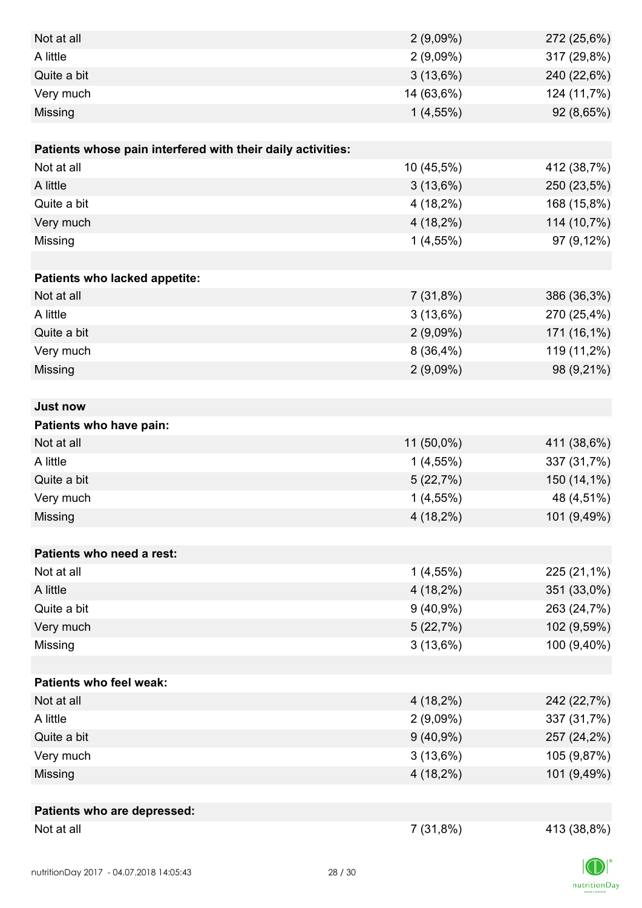| | | |
|---|---|---|
| Not at all | 2 (9,09%) | 272 (25,6%) |
| A little | 2 (9,09%) | 317 (29,8%) |
| Quite a bit | 3 (13,6%) | 240 (22,6%) |
| Very much | 14 (63,6%) | 124 (11,7%) |
| Missing | 1 (4,55%) | 92 (8,65%) |

| **Patients whose pain interfered with their daily activities:** | | |
|---|---|---|
| Not at all | 10 (45,5%) | 412 (38,7%) |
| A little | 3 (13,6%) | 250 (23,5%) |
| Quite a bit | 4 (18,2%) | 168 (15,8%) |
| Very much | 4 (18,2%) | 114 (10,7%) |
| Missing | 1 (4,55%) | 97 (9,12%) |

| **Patients who lacked appetite:** | | |
|---|---|---|
| Not at all | 7 (31,8%) | 386 (36,3%) |
| A little | 3 (13,6%) | 270 (25,4%) |
| Quite a bit | 2 (9,09%) | 171 (16,1%) |
| Very much | 8 (36,4%) | 119 (11,2%) |
| Missing | 2 (9,09%) | 98 (9,21%) |

**Just now**

| **Patients who have pain:** | | |
|---|---|---|
| Not at all | 11 (50,0%) | 411 (38,6%) |
| A little | 1 (4,55%) | 337 (31,7%) |
| Quite a bit | 5 (22,7%) | 150 (14,1%) |
| Very much | 1 (4,55%) | 48 (4,51%) |
| Missing | 4 (18,2%) | 101 (9,49%) |

| **Patients who need a rest:** | | |
|---|---|---|
| Not at all | 1 (4,55%) | 225 (21,1%) |
| A little | 4 (18,2%) | 351 (33,0%) |
| Quite a bit | 9 (40,9%) | 263 (24,7%) |
| Very much | 5 (22,7%) | 102 (9,59%) |
| Missing | 3 (13,6%) | 100 (9,40%) |

| **Patients who feel weak:** | | |
|---|---|---|
| Not at all | 4 (18,2%) | 242 (22,7%) |
| A little | 2 (9,09%) | 337 (31,7%) |
| Quite a bit | 9 (40,9%) | 257 (24,2%) |
| Very much | 3 (13,6%) | 105 (9,87%) |
| Missing | 4 (18,2%) | 101 (9,49%) |

| **Patients who are depressed:** | | |
|---|---|---|
| Not at all | 7 (31,8%) | 413 (38,8%) |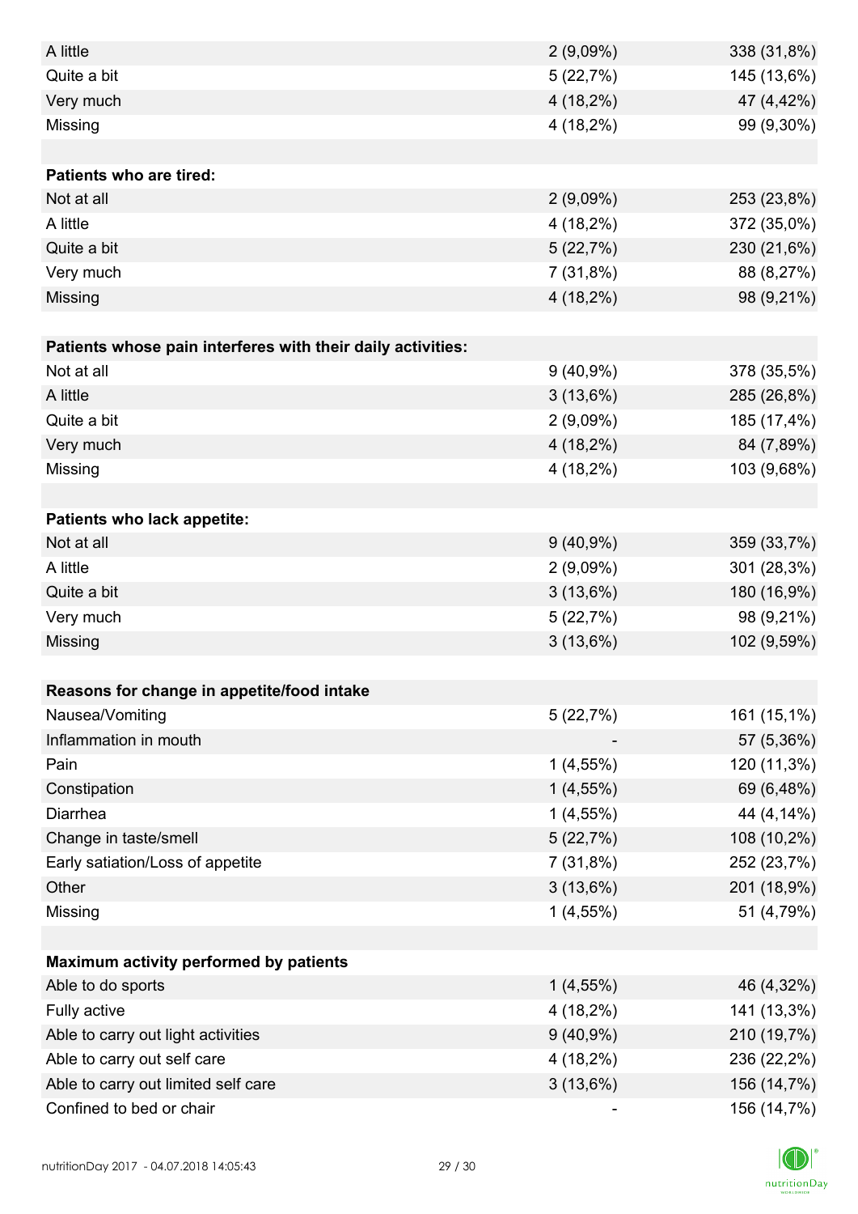| | | |
|---|---|---|
| A little | 2 (9,09%) | 338 (31,8%) |
| Quite a bit | 5 (22,7%) | 145 (13,6%) |
| Very much | 4 (18,2%) | 47 (4,42%) |
| Missing | 4 (18,2%) | 99 (9,30%) |
| | | |
| **Patients who are tired:** | | |
| Not at all | 2 (9,09%) | 253 (23,8%) |
| A little | 4 (18,2%) | 372 (35,0%) |
| Quite a bit | 5 (22,7%) | 230 (21,6%) |
| Very much | 7 (31,8%) | 88 (8,27%) |
| Missing | 4 (18,2%) | 98 (9,21%) |
| | | |
| **Patients whose pain interferes with their daily activities:** | | |
| Not at all | 9 (40,9%) | 378 (35,5%) |
| A little | 3 (13,6%) | 285 (26,8%) |
| Quite a bit | 2 (9,09%) | 185 (17,4%) |
| Very much | 4 (18,2%) | 84 (7,89%) |
| Missing | 4 (18,2%) | 103 (9,68%) |
| | | |
| **Patients who lack appetite:** | | |
| Not at all | 9 (40,9%) | 359 (33,7%) |
| A little | 2 (9,09%) | 301 (28,3%) |
| Quite a bit | 3 (13,6%) | 180 (16,9%) |
| Very much | 5 (22,7%) | 98 (9,21%) |
| Missing | 3 (13,6%) | 102 (9,59%) |
| | | |
| **Reasons for change in appetite/food intake** | | |
| Nausea/Vomiting | 5 (22,7%) | 161 (15,1%) |
| Inflammation in mouth | - | 57 (5,36%) |
| Pain | 1 (4,55%) | 120 (11,3%) |
| Constipation | 1 (4,55%) | 69 (6,48%) |
| Diarrhea | 1 (4,55%) | 44 (4,14%) |
| Change in taste/smell | 5 (22,7%) | 108 (10,2%) |
| Early satiation/Loss of appetite | 7 (31,8%) | 252 (23,7%) |
| Other | 3 (13,6%) | 201 (18,9%) |
| Missing | 1 (4,55%) | 51 (4,79%) |
| | | |
| **Maximum activity performed by patients** | | |
| Able to do sports | 1 (4,55%) | 46 (4,32%) |
| Fully active | 4 (18,2%) | 141 (13,3%) |
| Able to carry out light activities | 9 (40,9%) | 210 (19,7%) |
| Able to carry out self care | 4 (18,2%) | 236 (22,2%) |
| Able to carry out limited self care | 3 (13,6%) | 156 (14,7%) |
| Confined to bed or chair | - | 156 (14,7%) |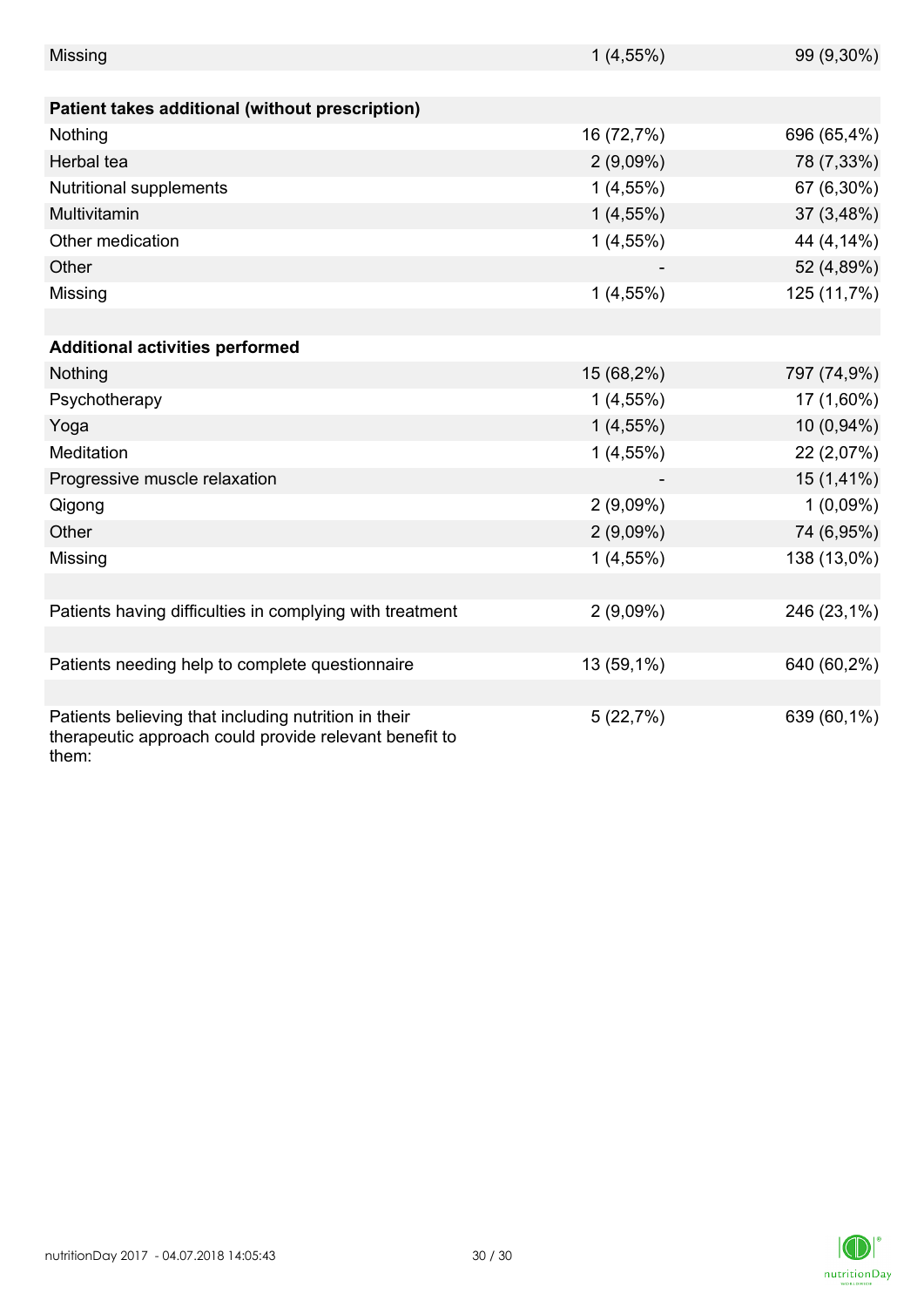| | | |
|---|---|---|
| Missing | 1 (4,55%) | 99 (9,30%) |
| | | |
| **Patient takes additional (without prescription)** | | |
| Nothing | 16 (72,7%) | 696 (65,4%) |
| Herbal tea | 2 (9,09%) | 78 (7,33%) |
| Nutritional supplements | 1 (4,55%) | 67 (6,30%) |
| Multivitamin | 1 (4,55%) | 37 (3,48%) |
| Other medication | 1 (4,55%) | 44 (4,14%) |
| Other | - | 52 (4,89%) |
| Missing | 1 (4,55%) | 125 (11,7%) |
| | | |
| **Additional activities performed** | | |
| Nothing | 15 (68,2%) | 797 (74,9%) |
| Psychotherapy | 1 (4,55%) | 17 (1,60%) |
| Yoga | 1 (4,55%) | 10 (0,94%) |
| Meditation | 1 (4,55%) | 22 (2,07%) |
| Progressive muscle relaxation | - | 15 (1,41%) |
| Qigong | 2 (9,09%) | 1 (0,09%) |
| Other | 2 (9,09%) | 74 (6,95%) |
| Missing | 1 (4,55%) | 138 (13,0%) |
| | | |
| Patients having difficulties in complying with treatment | 2 (9,09%) | 246 (23,1%) |
| | | |
| Patients needing help to complete questionnaire | 13 (59,1%) | 640 (60,2%) |
| | | |
| Patients believing that including nutrition in their therapeutic approach could provide relevant benefit to them: | 5 (22,7%) | 639 (60,1%) |